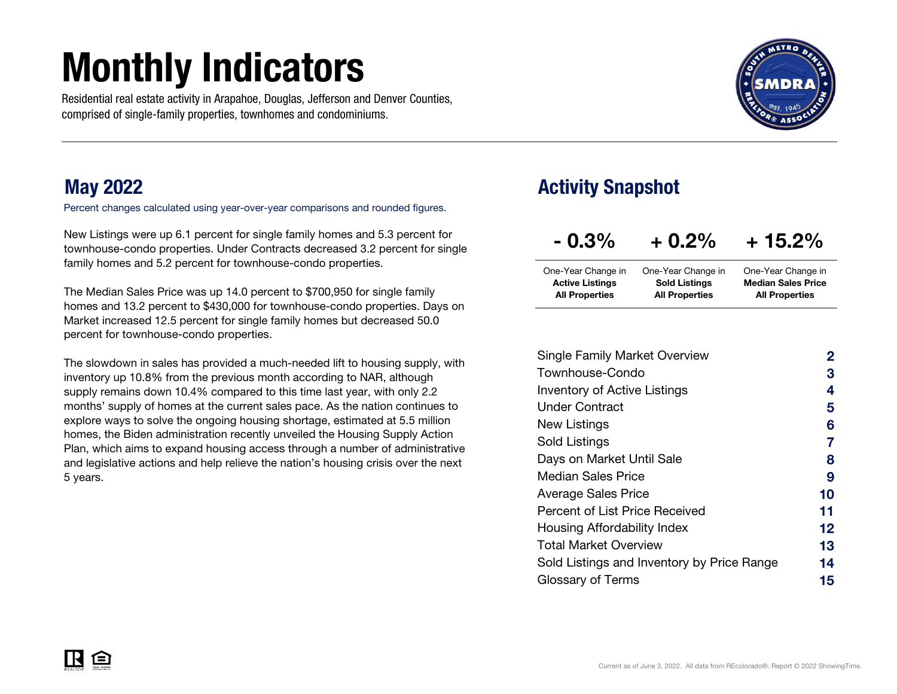# Monthly Indicators

Residential real estate activity in Arapahoe, Douglas, Jefferson and Denver Counties, comprised of single-family properties, townhomes and condominiums.

## May 2022

Percent changes calculated using year-over-year comparisons and rounded figures.

New Listings were up 6.1 percent for single family homes and 5.3 percent for townhouse-condo properties. Under Contracts decreased 3.2 percent for single family homes and 5.2 percent for townhouse-condo properties.

The Median Sales Price was up 14.0 percent to $700,950 for single family homes and 13.2 percent to $430,000 for townhouse-condo properties. Days on Market increased 12.5 percent for single family homes but decreased 50.0 percent for townhouse-condo properties.

The slowdown in sales has provided a much-needed lift to housing supply, with inventory up 10.8% from the previous month according to NAR, although supply remains down 10.4% compared to this time last year, with only 2.2 months' supply of homes at the current sales pace. As the nation continues to explore ways to solve the ongoing housing shortage, estimated at 5.5 million homes, the Biden administration recently unveiled the Housing Supply Action Plan, which aims to expand housing access through a number of administrative and legislative actions and help relieve the nation's housing crisis over the next 5 years.

## Activity Snapshot

| - 0.3% | + 0.2% | + 15.2% |
|---|---|---|
| One-Year Change in **Active Listings All Properties** | One-Year Change in **Sold Listings All Properties** | One-Year Change in **Median Sales Price All Properties** |

| | |
|---|---|
| Single Family Market Overview | 2 |
| Townhouse-Condo | 3 |
| Inventory of Active Listings | 4 |
| Under Contract | 5 |
| New Listings | 6 |
| Sold Listings | 7 |
| Days on Market Until Sale | 8 |
| Median Sales Price | 9 |
| Average Sales Price | 10 |
| Percent of List Price Received | 11 |
| Housing Affordability Index | 12 |
| Total Market Overview | 13 |
| Sold Listings and Inventory by Price Range | 14 |
| Glossary of Terms | 15 |

Current as of June 3, 2022. All data from REcolorado®. Report © 2022 ShowingTime.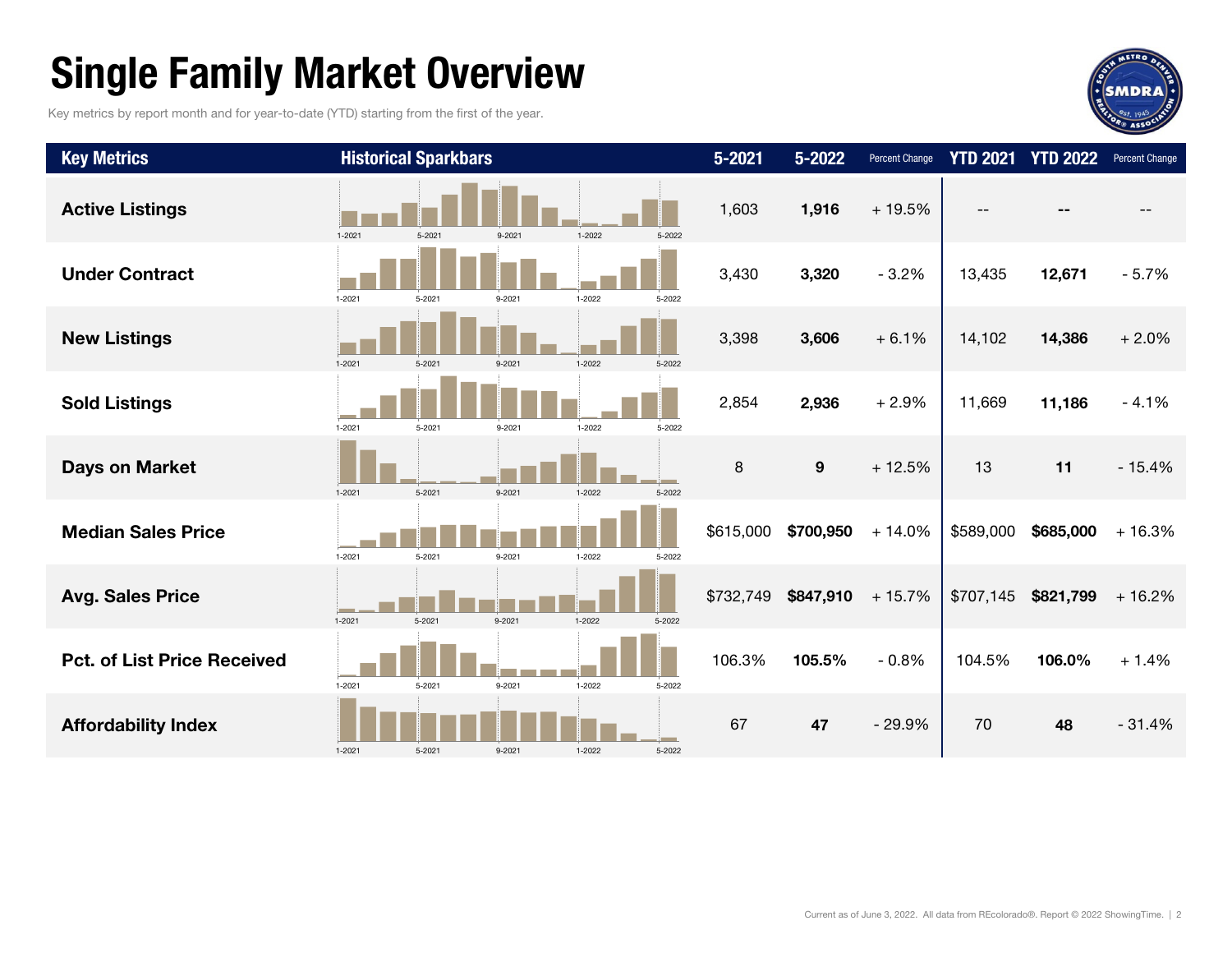# Single Family Market Overview

Key metrics by report month and for year-to-date (YTD) starting from the first of the year.

| Key Metrics | Historical Sparkbars | 5-2021 | 5-2022 | Percent Change | YTD 2021 | YTD 2022 | Percent Change |
|---|---|---|---|---|---|---|---|
| **Active Listings** | 1-2021 5-2021 9-2021 1-2022 5-2022 | 1,603 | **1,916** | + 19.5% | -- | **--** | -- |
| **Under Contract** | 1-2021 5-2021 9-2021 1-2022 5-2022 | 3,430 | **3,320** | - 3.2% | 13,435 | **12,671** | - 5.7% |
| **New Listings** | 1-2021 5-2021 9-2021 1-2022 5-2022 | 3,398 | **3,606** | + 6.1% | 14,102 | **14,386** | + 2.0% |
| **Sold Listings** | 1-2021 5-2021 9-2021 1-2022 5-2022 | 2,854 | **2,936** | + 2.9% | 11,669 | **11,186** | - 4.1% |
| **Days on Market** | 1-2021 5-2021 9-2021 1-2022 5-2022 | 8 | **9** | + 12.5% | 13 | **11** | - 15.4% |
| **Median Sales Price** | 1-2021 5-2021 9-2021 1-2022 5-2022 | $615,000 | **$700,950** | + 14.0% | $589,000 | **$685,000** | + 16.3% |
| **Avg. Sales Price** | 1-2021 5-2021 9-2021 1-2022 5-2022 | $732,749 | **$847,910** | + 15.7% | $707,145 | **$821,799** | + 16.2% |
| **Pct. of List Price Received** | 1-2021 5-2021 9-2021 1-2022 5-2022 | 106.3% | **105.5%** | - 0.8% | 104.5% | **106.0%** | + 1.4% |
| **Affordability Index** | 1-2021 5-2021 9-2021 1-2022 5-2022 | 67 | **47** | - 29.9% | 70 | **48** | - 31.4% |

Current as of June 3, 2022. All data from REcolorado®. Report © 2022 ShowingTime.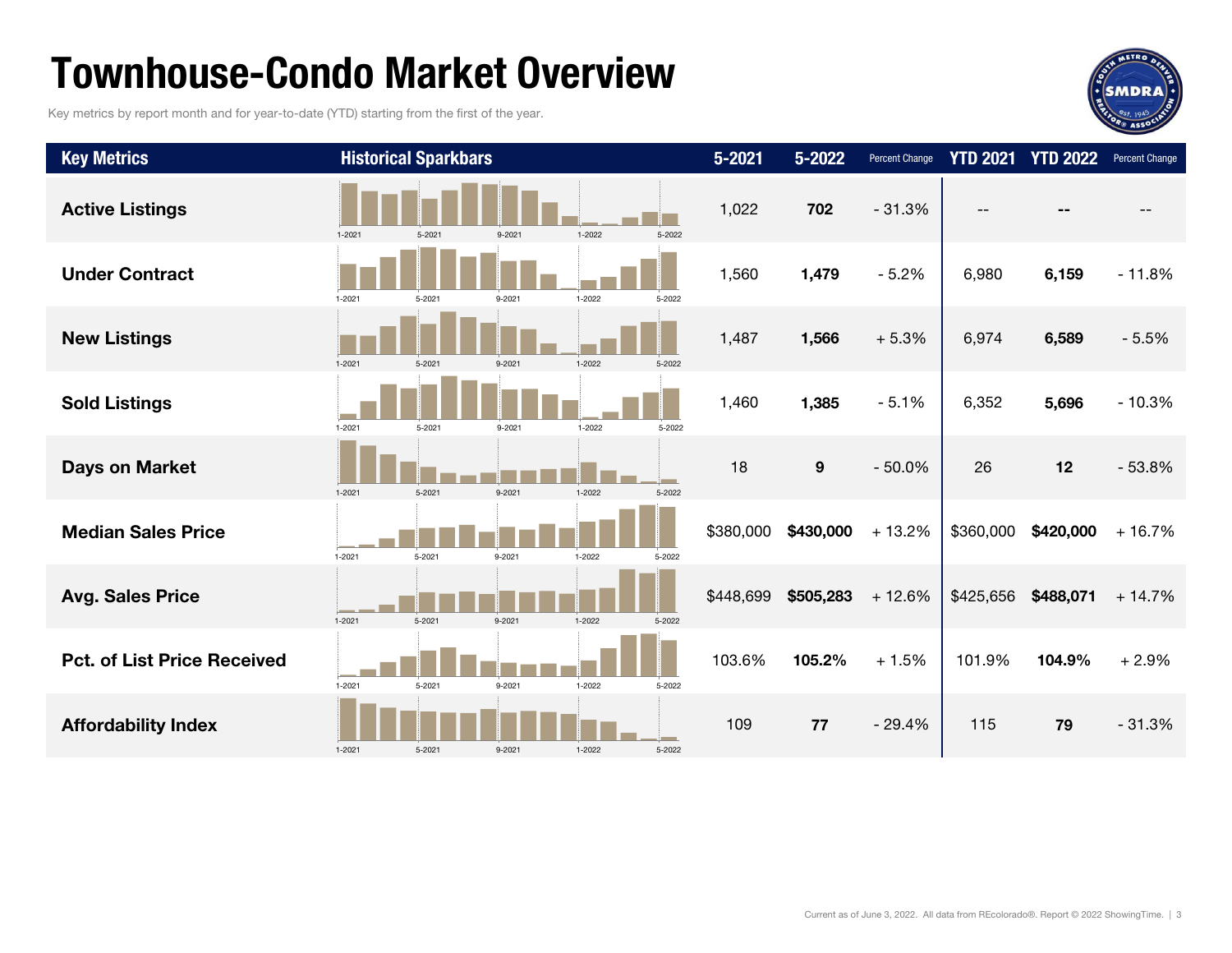# Townhouse-Condo Market Overview

Key metrics by report month and for year-to-date (YTD) starting from the first of the year.

| Key Metrics | Historical Sparkbars | 5-2021 | 5-2022 | Percent Change | YTD 2021 | YTD 2022 | Percent Change |
|---|---|---|---|---|---|---|---|
| **Active Listings** | 1-2021 5-2021 9-2021 1-2022 5-2022 | 1,022 | **702** | - 31.3% | -- | **--** | -- |
| **Under Contract** | 1-2021 5-2021 9-2021 1-2022 5-2022 | 1,560 | **1,479** | - 5.2% | 6,980 | **6,159** | - 11.8% |
| **New Listings** | 1-2021 5-2021 9-2021 1-2022 5-2022 | 1,487 | **1,566** | + 5.3% | 6,974 | **6,589** | - 5.5% |
| **Sold Listings** | 1-2021 5-2021 9-2021 1-2022 5-2022 | 1,460 | **1,385** | - 5.1% | 6,352 | **5,696** | - 10.3% |
| **Days on Market** | 1-2021 5-2021 9-2021 1-2022 5-2022 | 18 | **9** | - 50.0% | 26 | **12** | - 53.8% |
| **Median Sales Price** | 1-2021 5-2021 9-2021 1-2022 5-2022 | $380,000 | **$430,000** | + 13.2% | $360,000 | **$420,000** | + 16.7% |
| **Avg. Sales Price** | 1-2021 5-2021 9-2021 1-2022 5-2022 | $448,699 | **$505,283** | + 12.6% | $425,656 | **$488,071** | + 14.7% |
| **Pct. of List Price Received** | 1-2021 5-2021 9-2021 1-2022 5-2022 | 103.6% | **105.2%** | + 1.5% | 101.9% | **104.9%** | + 2.9% |
| **Affordability Index** | 1-2021 5-2021 9-2021 1-2022 5-2022 | 109 | **77** | - 29.4% | 115 | **79** | - 31.3% |

Current as of June 3, 2022. All data from REcolorado®. Report © 2022 ShowingTime.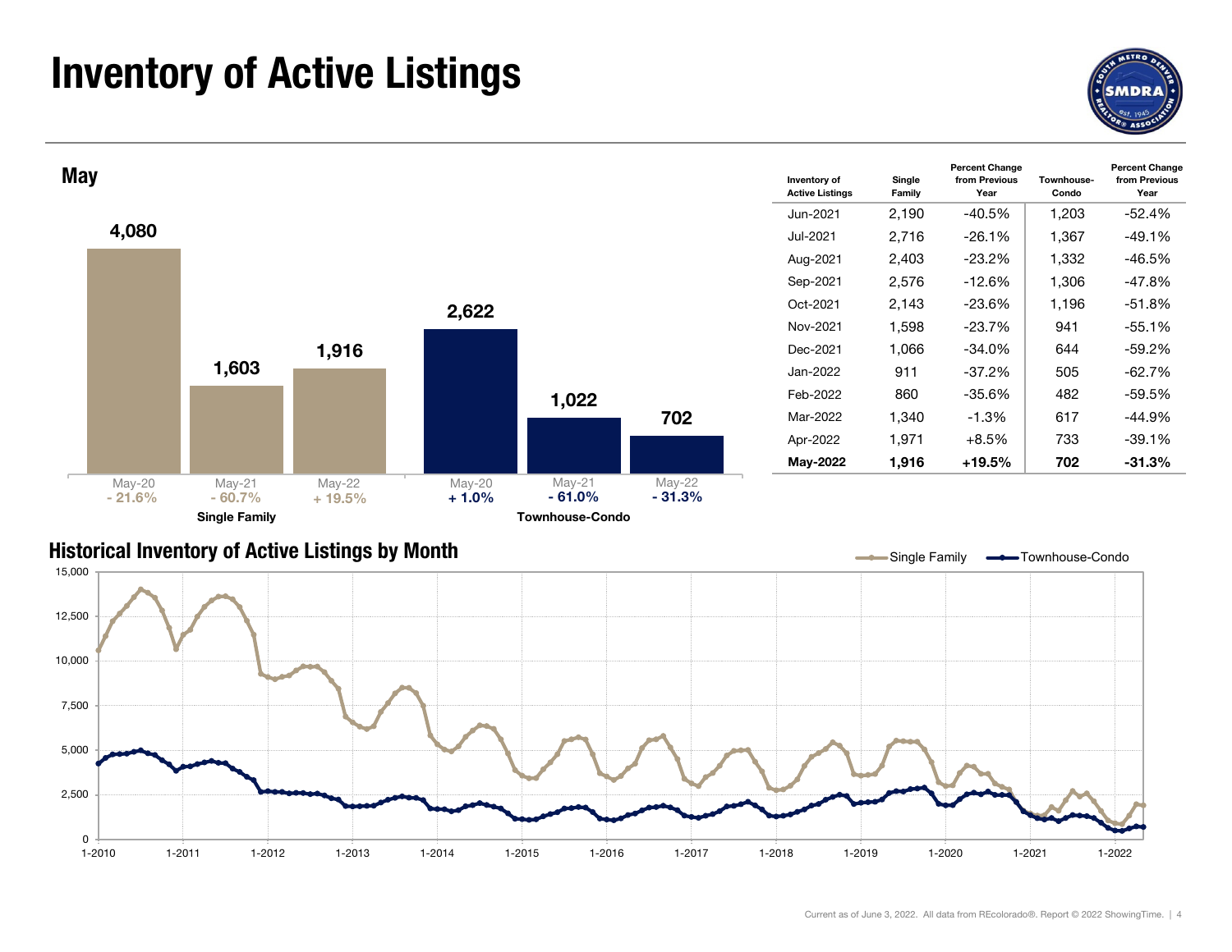# Inventory of Active Listings

## May

| | May-20 | May-21 | May-22 |
|---|---|---|---|
| **Single Family** | 4,080 | 1,603 | 1,916 |
| Change | - 21.6% | - 60.7% | + 19.5% |
| **Townhouse-Condo** | 2,622 | 1,022 | 702 |
| Change | + 1.0% | - 61.0% | - 31.3% |

| Inventory of Active Listings | Single Family | Percent Change from Previous Year | Townhouse-Condo | Percent Change from Previous Year |
|---|---|---|---|---|
| Jun-2021 | 2,190 | -40.5% | 1,203 | -52.4% |
| Jul-2021 | 2,716 | -26.1% | 1,367 | -49.1% |
| Aug-2021 | 2,403 | -23.2% | 1,332 | -46.5% |
| Sep-2021 | 2,576 | -12.6% | 1,306 | -47.8% |
| Oct-2021 | 2,143 | -23.6% | 1,196 | -51.8% |
| Nov-2021 | 1,598 | -23.7% | 941 | -55.1% |
| Dec-2021 | 1,066 | -34.0% | 644 | -59.2% |
| Jan-2022 | 911 | -37.2% | 505 | -62.7% |
| Feb-2022 | 860 | -35.6% | 482 | -59.5% |
| Mar-2022 | 1,340 | -1.3% | 617 | -44.9% |
| Apr-2022 | 1,971 | +8.5% | 733 | -39.1% |
| **May-2022** | **1,916** | **+19.5%** | **702** | **-31.3%** |

## Historical Inventory of Active Listings by Month

Current as of June 3, 2022. All data from REcolorado®. Report © 2022 ShowingTime.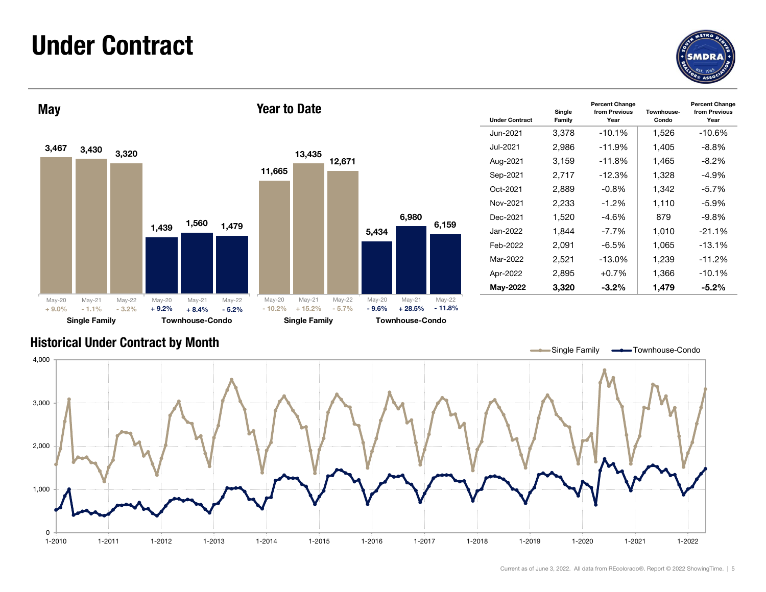# Under Contract

## May

| | May-20 | May-21 | May-22 |
|---|---|---|---|
| Single Family | 3,467 | 3,430 | 3,320 |
| Percent Change | + 9.0% | - 1.1% | - 3.2% |
| Townhouse-Condo | 1,439 | 1,560 | 1,479 |
| Percent Change | + 9.2% | + 8.4% | - 5.2% |

## Year to Date

| | May-20 | May-21 | May-22 |
|---|---|---|---|
| Single Family | 11,665 | 13,435 | 12,671 |
| Percent Change | - 10.2% | + 15.2% | - 5.7% |
| Townhouse-Condo | 5,434 | 6,980 | 6,159 |
| Percent Change | - 9.6% | + 28.5% | - 11.8% |

| Under Contract | Single Family | Percent Change from Previous Year | Townhouse-Condo | Percent Change from Previous Year |
|---|---|---|---|---|
| Jun-2021 | 3,378 | -10.1% | 1,526 | -10.6% |
| Jul-2021 | 2,986 | -11.9% | 1,405 | -8.8% |
| Aug-2021 | 3,159 | -11.8% | 1,465 | -8.2% |
| Sep-2021 | 2,717 | -12.3% | 1,328 | -4.9% |
| Oct-2021 | 2,889 | -0.8% | 1,342 | -5.7% |
| Nov-2021 | 2,233 | -1.2% | 1,110 | -5.9% |
| Dec-2021 | 1,520 | -4.6% | 879 | -9.8% |
| Jan-2022 | 1,844 | -7.7% | 1,010 | -21.1% |
| Feb-2022 | 2,091 | -6.5% | 1,065 | -13.1% |
| Mar-2022 | 2,521 | -13.0% | 1,239 | -11.2% |
| Apr-2022 | 2,895 | +0.7% | 1,366 | -10.1% |
| **May-2022** | **3,320** | **-3.2%** | **1,479** | **-5.2%** |

## Historical Under Contract by Month

Single Family — Townhouse-Condo

Current as of June 3, 2022. All data from REcolorado®. Report © 2022 ShowingTime.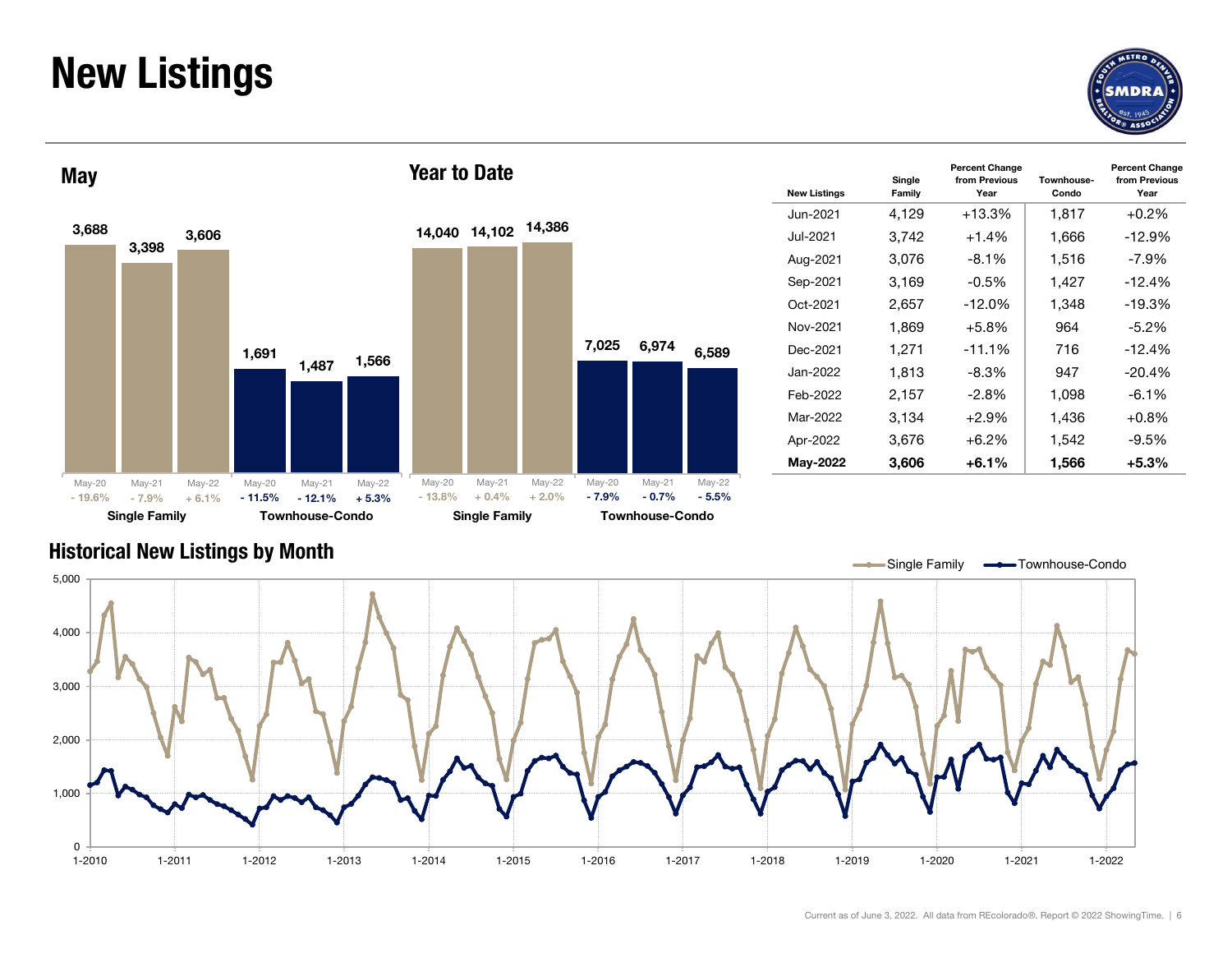# New Listings

## May

| | May-20 | May-21 | May-22 |
|---|---|---|---|
| Single Family | 3,688 | 3,398 | 3,606 |
| | - 19.6% | - 7.9% | + 6.1% |
| Townhouse-Condo | 1,691 | 1,487 | 1,566 |
| | - 11.5% | - 12.1% | + 5.3% |

## Year to Date

| | May-20 | May-21 | May-22 |
|---|---|---|---|
| Single Family | 14,040 | 14,102 | 14,386 |
| | - 13.8% | + 0.4% | + 2.0% |
| Townhouse-Condo | 7,025 | 6,974 | 6,589 |
| | - 7.9% | - 0.7% | - 5.5% |

| New Listings | Single Family | Percent Change from Previous Year | Townhouse-Condo | Percent Change from Previous Year |
|---|---|---|---|---|
| Jun-2021 | 4,129 | +13.3% | 1,817 | +0.2% |
| Jul-2021 | 3,742 | +1.4% | 1,666 | -12.9% |
| Aug-2021 | 3,076 | -8.1% | 1,516 | -7.9% |
| Sep-2021 | 3,169 | -0.5% | 1,427 | -12.4% |
| Oct-2021 | 2,657 | -12.0% | 1,348 | -19.3% |
| Nov-2021 | 1,869 | +5.8% | 964 | -5.2% |
| Dec-2021 | 1,271 | -11.1% | 716 | -12.4% |
| Jan-2022 | 1,813 | -8.3% | 947 | -20.4% |
| Feb-2022 | 2,157 | -2.8% | 1,098 | -6.1% |
| Mar-2022 | 3,134 | +2.9% | 1,436 | +0.8% |
| Apr-2022 | 3,676 | +6.2% | 1,542 | -9.5% |
| **May-2022** | **3,606** | **+6.1%** | **1,566** | **+5.3%** |

## Historical New Listings by Month

Single Family — Townhouse-Condo

Current as of June 3, 2022. All data from REcolorado®. Report © 2022 ShowingTime.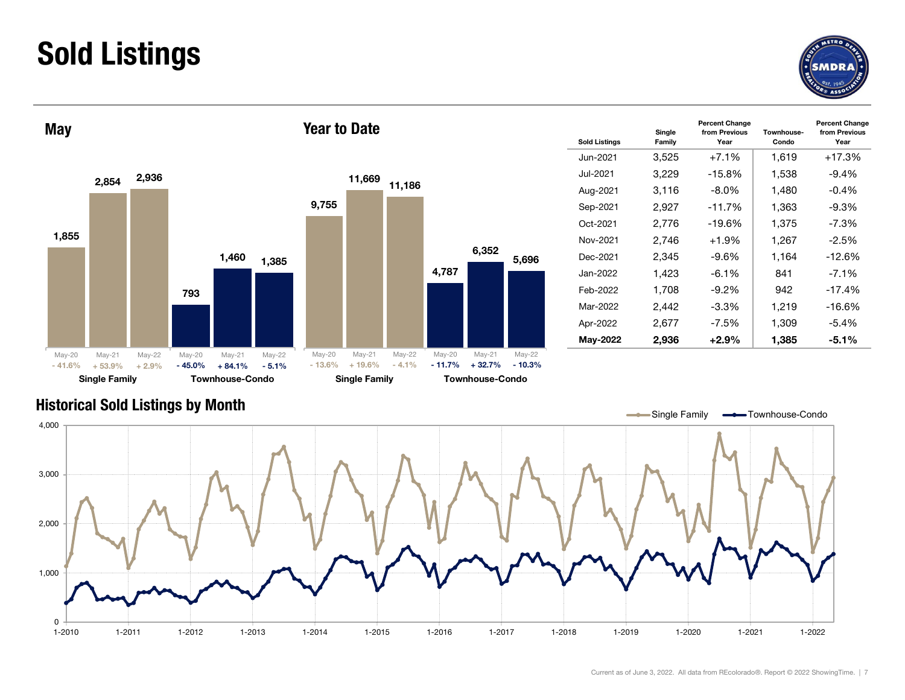# Sold Listings

## May

| | May-20 | May-21 | May-22 |
|---|---|---|---|
| Single Family | 1,855 | 2,854 | 2,936 |
| | - 41.6% | + 53.9% | + 2.9% |
| Townhouse-Condo | 793 | 1,460 | 1,385 |
| | - 45.0% | + 84.1% | - 5.1% |

## Year to Date

| | May-20 | May-21 | May-22 |
|---|---|---|---|
| Single Family | 9,755 | 11,669 | 11,186 |
| | - 13.6% | + 19.6% | - 4.1% |
| Townhouse-Condo | 4,787 | 6,352 | 5,696 |
| | - 11.7% | + 32.7% | - 10.3% |

| Sold Listings | Single Family | Percent Change from Previous Year | Townhouse-Condo | Percent Change from Previous Year |
|---|---|---|---|---|
| Jun-2021 | 3,525 | +7.1% | 1,619 | +17.3% |
| Jul-2021 | 3,229 | -15.8% | 1,538 | -9.4% |
| Aug-2021 | 3,116 | -8.0% | 1,480 | -0.4% |
| Sep-2021 | 2,927 | -11.7% | 1,363 | -9.3% |
| Oct-2021 | 2,776 | -19.6% | 1,375 | -7.3% |
| Nov-2021 | 2,746 | +1.9% | 1,267 | -2.5% |
| Dec-2021 | 2,345 | -9.6% | 1,164 | -12.6% |
| Jan-2022 | 1,423 | -6.1% | 841 | -7.1% |
| Feb-2022 | 1,708 | -9.2% | 942 | -17.4% |
| Mar-2022 | 2,442 | -3.3% | 1,219 | -16.6% |
| Apr-2022 | 2,677 | -7.5% | 1,309 | -5.4% |
| **May-2022** | **2,936** | **+2.9%** | **1,385** | **-5.1%** |

## Historical Sold Listings by Month

Single Family — Townhouse-Condo

Current as of June 3, 2022. All data from REcolorado®. Report © 2022 ShowingTime.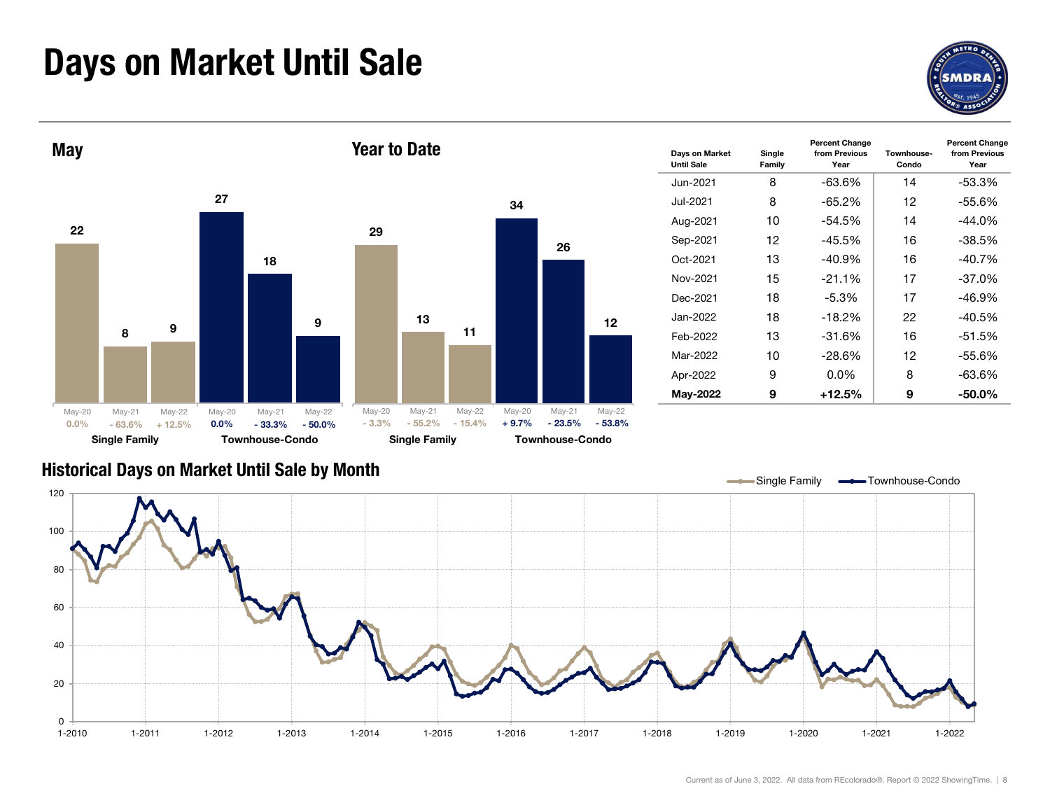# Days on Market Until Sale

## May

| | May-20 | May-21 | May-22 |
|---|---|---|---|
| Single Family | 22 | 8 | 9 |
| Percent change | 0.0% | - 63.6% | + 12.5% |
| Townhouse-Condo | 27 | 18 | 9 |
| Percent change | 0.0% | - 33.3% | - 50.0% |

## Year to Date

| | May-20 | May-21 | May-22 |
|---|---|---|---|
| Single Family | 29 | 13 | 11 |
| Percent change | - 3.3% | - 55.2% | - 15.4% |
| Townhouse-Condo | 34 | 26 | 12 |
| Percent change | + 9.7% | - 23.5% | - 53.8% |

| Days on Market Until Sale | Single Family | Percent Change from Previous Year | Townhouse-Condo | Percent Change from Previous Year |
|---|---|---|---|---|
| Jun-2021 | 8 | -63.6% | 14 | -53.3% |
| Jul-2021 | 8 | -65.2% | 12 | -55.6% |
| Aug-2021 | 10 | -54.5% | 14 | -44.0% |
| Sep-2021 | 12 | -45.5% | 16 | -38.5% |
| Oct-2021 | 13 | -40.9% | 16 | -40.7% |
| Nov-2021 | 15 | -21.1% | 17 | -37.0% |
| Dec-2021 | 18 | -5.3% | 17 | -46.9% |
| Jan-2022 | 18 | -18.2% | 22 | -40.5% |
| Feb-2022 | 13 | -31.6% | 16 | -51.5% |
| Mar-2022 | 10 | -28.6% | 12 | -55.6% |
| Apr-2022 | 9 | 0.0% | 8 | -63.6% |
| **May-2022** | **9** | **+12.5%** | **9** | **-50.0%** |

## Historical Days on Market Until Sale by Month

Single Family — Townhouse-Condo

Current as of June 3, 2022. All data from REcolorado®. Report © 2022 ShowingTime.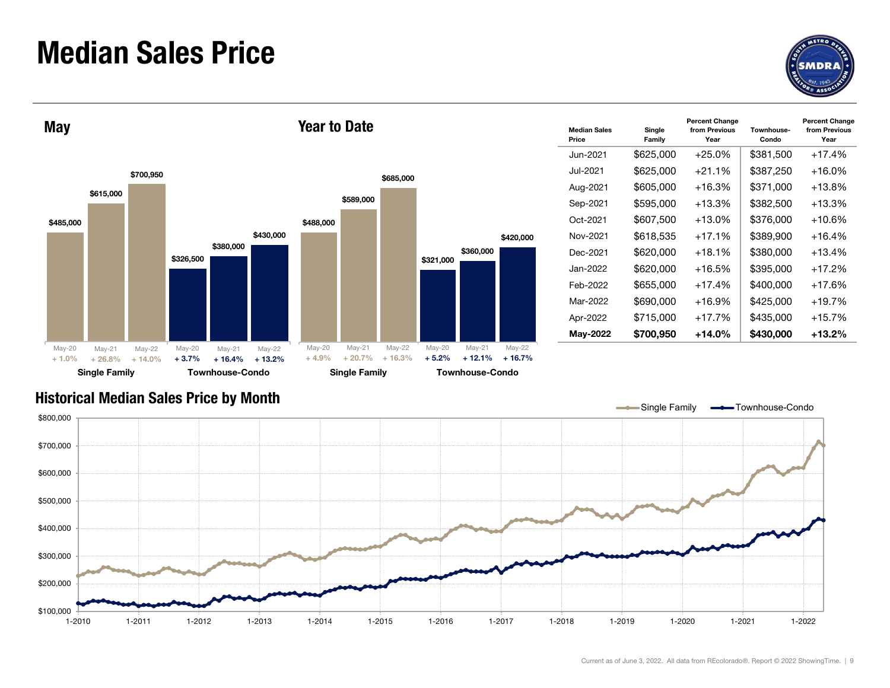# Median Sales Price

## May

| | May-20 | May-21 | May-22 |
|---|---|---|---|
| Single Family | $485,000 | $615,000 | $700,950 |
| Percent Change | + 1.0% | + 26.8% | + 14.0% |
| Townhouse-Condo | $326,500 | $380,000 | $430,000 |
| Percent Change | + 3.7% | + 16.4% | + 13.2% |

## Year to Date

| | May-20 | May-21 | May-22 |
|---|---|---|---|
| Single Family | $488,000 | $589,000 | $685,000 |
| Percent Change | + 4.9% | + 20.7% | + 16.3% |
| Townhouse-Condo | $321,000 | $360,000 | $420,000 |
| Percent Change | + 5.2% | + 12.1% | + 16.7% |

| Median Sales Price | Single Family | Percent Change from Previous Year | Townhouse-Condo | Percent Change from Previous Year |
|---|---|---|---|---|
| Jun-2021 | $625,000 | +25.0% | $381,500 | +17.4% |
| Jul-2021 | $625,000 | +21.1% | $387,250 | +16.0% |
| Aug-2021 | $605,000 | +16.3% | $371,000 | +13.8% |
| Sep-2021 | $595,000 | +13.3% | $382,500 | +13.3% |
| Oct-2021 | $607,500 | +13.0% | $376,000 | +10.6% |
| Nov-2021 | $618,535 | +17.1% | $389,900 | +16.4% |
| Dec-2021 | $620,000 | +18.1% | $380,000 | +13.4% |
| Jan-2022 | $620,000 | +16.5% | $395,000 | +17.2% |
| Feb-2022 | $655,000 | +17.4% | $400,000 | +17.6% |
| Mar-2022 | $690,000 | +16.9% | $425,000 | +19.7% |
| Apr-2022 | $715,000 | +17.7% | $435,000 | +15.7% |
| **May-2022** | **$700,950** | **+14.0%** | **$430,000** | **+13.2%** |

## Historical Median Sales Price by Month

Current as of June 3, 2022. All data from REcolorado®. Report © 2022 ShowingTime.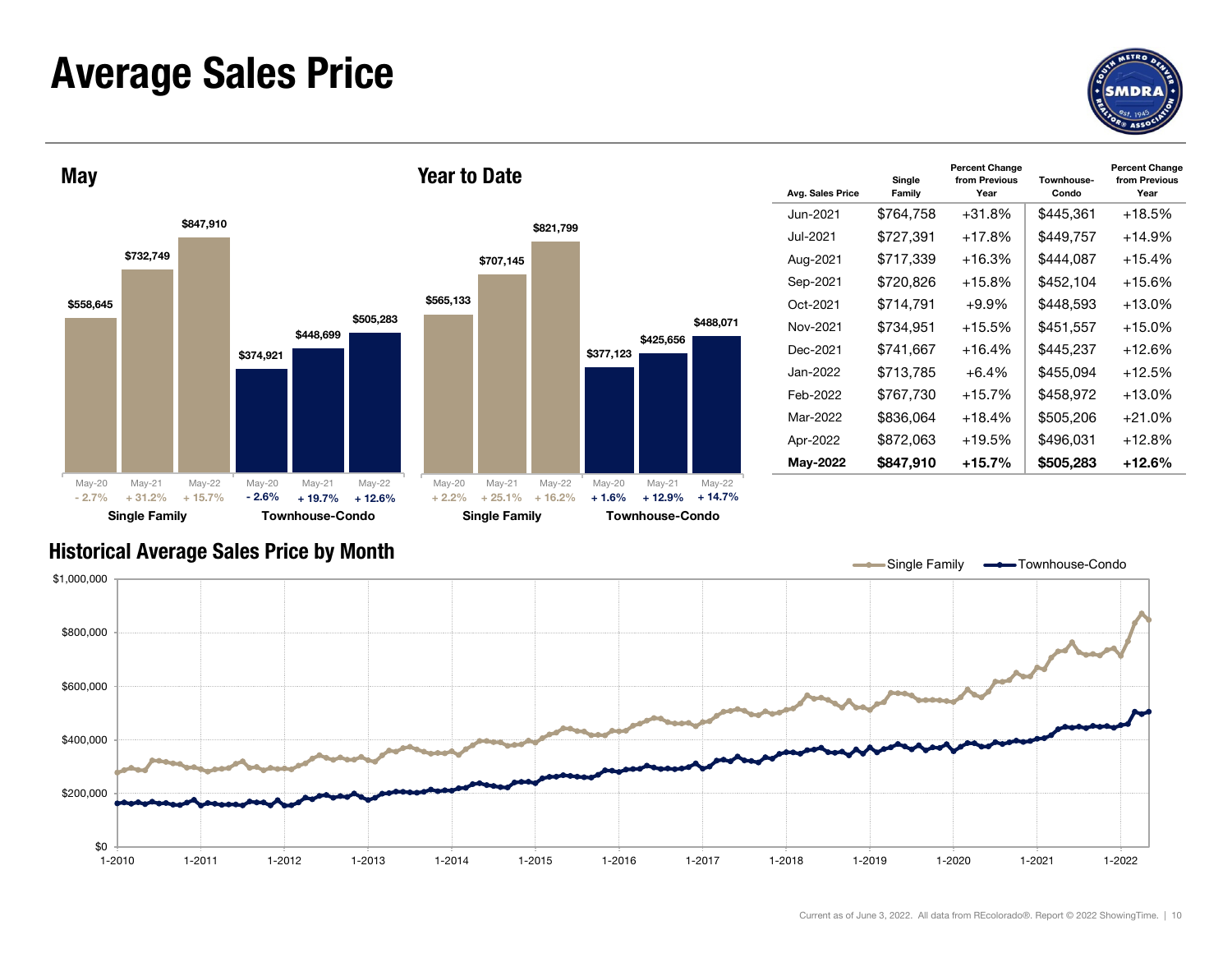# Average Sales Price

## May

| | May-20 | May-21 | May-22 |
|---|---|---|---|
| Single Family | $558,645 | $732,749 | $847,910 |
| | - 2.7% | + 31.2% | + 15.7% |
| Townhouse-Condo | $374,921 | $448,699 | $505,283 |
| | - 2.6% | + 19.7% | + 12.6% |

## Year to Date

| | May-20 | May-21 | May-22 |
|---|---|---|---|
| Single Family | $565,133 | $707,145 | $821,799 |
| | + 2.2% | + 25.1% | + 16.2% |
| Townhouse-Condo | $377,123 | $425,656 | $488,071 |
| | + 1.6% | + 12.9% | + 14.7% |

| Avg. Sales Price | Single Family | Percent Change from Previous Year | Townhouse-Condo | Percent Change from Previous Year |
|---|---|---|---|---|
| Jun-2021 | $764,758 | +31.8% | $445,361 | +18.5% |
| Jul-2021 | $727,391 | +17.8% | $449,757 | +14.9% |
| Aug-2021 | $717,339 | +16.3% | $444,087 | +15.4% |
| Sep-2021 | $720,826 | +15.8% | $452,104 | +15.6% |
| Oct-2021 | $714,791 | +9.9% | $448,593 | +13.0% |
| Nov-2021 | $734,951 | +15.5% | $451,557 | +15.0% |
| Dec-2021 | $741,667 | +16.4% | $445,237 | +12.6% |
| Jan-2022 | $713,785 | +6.4% | $455,094 | +12.5% |
| Feb-2022 | $767,730 | +15.7% | $458,972 | +13.0% |
| Mar-2022 | $836,064 | +18.4% | $505,206 | +21.0% |
| Apr-2022 | $872,063 | +19.5% | $496,031 | +12.8% |
| **May-2022** | **$847,910** | **+15.7%** | **$505,283** | **+12.6%** |

## Historical Average Sales Price by Month

Single Family — Townhouse-Condo

Current as of June 3, 2022. All data from REcolorado®. Report © 2022 ShowingTime.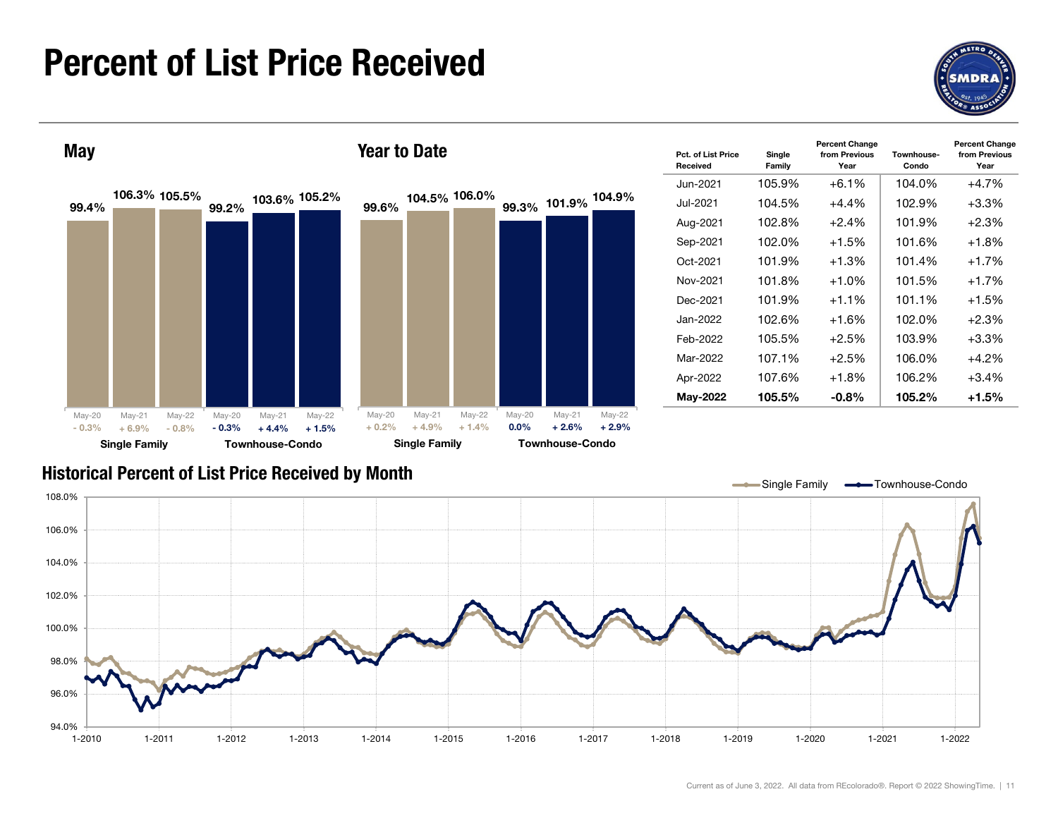# Percent of List Price Received

## May

| | May-20 | May-21 | May-22 |
|---|---|---|---|
| Single Family | 99.4% | 106.3% | 105.5% |
| | - 0.3% | + 6.9% | - 0.8% |
| Townhouse-Condo | 99.2% | 103.6% | 105.2% |
| | - 0.3% | + 4.4% | + 1.5% |

## Year to Date

| | May-20 | May-21 | May-22 |
|---|---|---|---|
| Single Family | 99.6% | 104.5% | 106.0% |
| | + 0.2% | + 4.9% | + 1.4% |
| Townhouse-Condo | 99.3% | 101.9% | 104.9% |
| | 0.0% | + 2.6% | + 2.9% |

| Pct. of List Price Received | Single Family | Percent Change from Previous Year | Townhouse-Condo | Percent Change from Previous Year |
|---|---|---|---|---|
| Jun-2021 | 105.9% | +6.1% | 104.0% | +4.7% |
| Jul-2021 | 104.5% | +4.4% | 102.9% | +3.3% |
| Aug-2021 | 102.8% | +2.4% | 101.9% | +2.3% |
| Sep-2021 | 102.0% | +1.5% | 101.6% | +1.8% |
| Oct-2021 | 101.9% | +1.3% | 101.4% | +1.7% |
| Nov-2021 | 101.8% | +1.0% | 101.5% | +1.7% |
| Dec-2021 | 101.9% | +1.1% | 101.1% | +1.5% |
| Jan-2022 | 102.6% | +1.6% | 102.0% | +2.3% |
| Feb-2022 | 105.5% | +2.5% | 103.9% | +3.3% |
| Mar-2022 | 107.1% | +2.5% | 106.0% | +4.2% |
| Apr-2022 | 107.6% | +1.8% | 106.2% | +3.4% |
| **May-2022** | **105.5%** | **-0.8%** | **105.2%** | **+1.5%** |

## Historical Percent of List Price Received by Month

Single Family — Townhouse-Condo

Current as of June 3, 2022. All data from REcolorado®. Report © 2022 ShowingTime.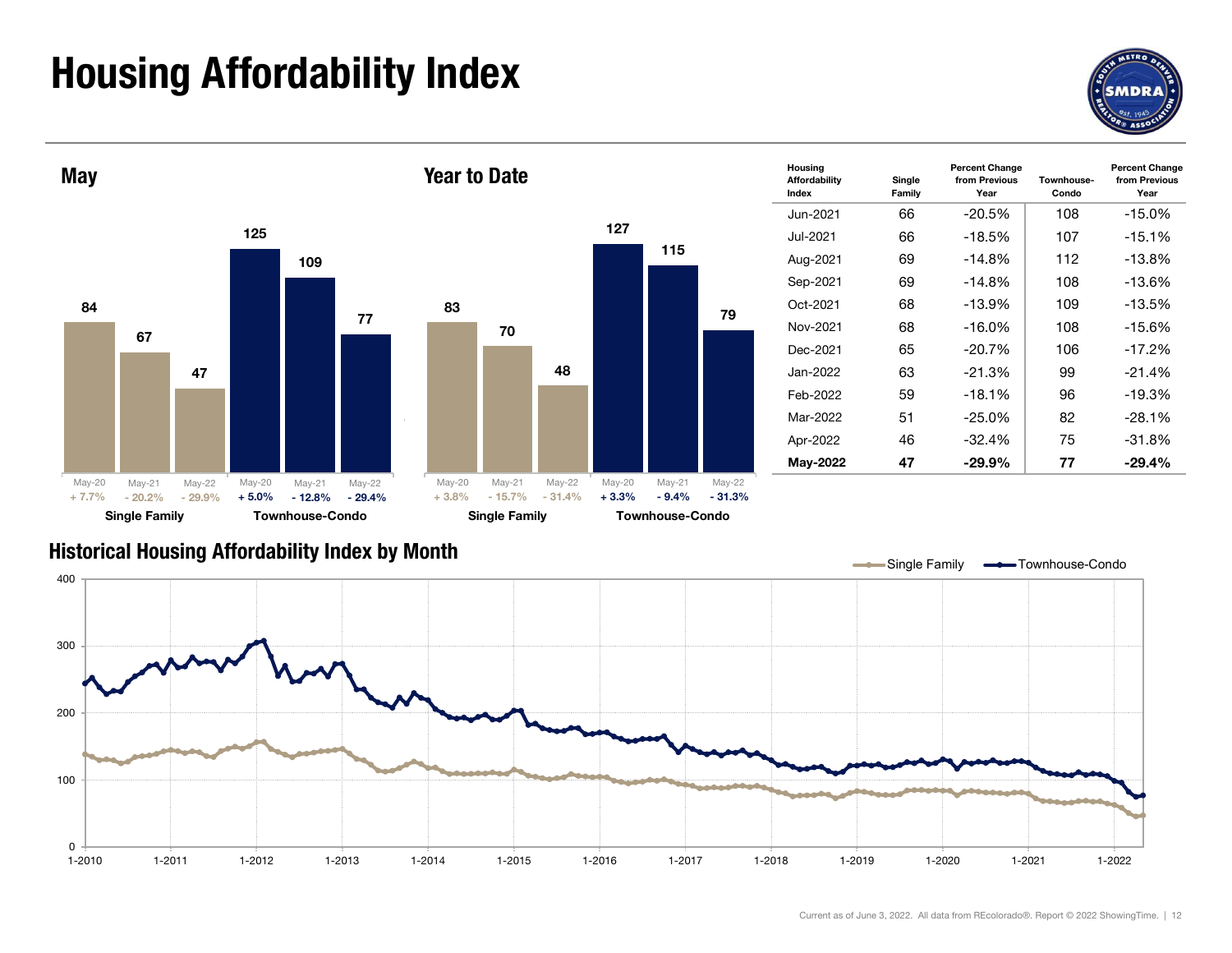# Housing Affordability Index

## May

| | May-20 | May-21 | May-22 |
|---|---|---|---|
| Single Family | 84 (+ 7.7%) | 67 (- 20.2%) | 47 (- 29.9%) |
| Townhouse-Condo | 125 (+ 5.0%) | 109 (- 12.8%) | 77 (- 29.4%) |

## Year to Date

| | May-20 | May-21 | May-22 |
|---|---|---|---|
| Single Family | 83 (+ 3.8%) | 70 (- 15.7%) | 48 (- 31.4%) |
| Townhouse-Condo | 127 (+ 3.3%) | 115 (- 9.4%) | 79 (- 31.3%) |

| Housing Affordability Index | Single Family | Percent Change from Previous Year | Townhouse-Condo | Percent Change from Previous Year |
|---|---|---|---|---|
| Jun-2021 | 66 | -20.5% | 108 | -15.0% |
| Jul-2021 | 66 | -18.5% | 107 | -15.1% |
| Aug-2021 | 69 | -14.8% | 112 | -13.8% |
| Sep-2021 | 69 | -14.8% | 108 | -13.6% |
| Oct-2021 | 68 | -13.9% | 109 | -13.5% |
| Nov-2021 | 68 | -16.0% | 108 | -15.6% |
| Dec-2021 | 65 | -20.7% | 106 | -17.2% |
| Jan-2022 | 63 | -21.3% | 99 | -21.4% |
| Feb-2022 | 59 | -18.1% | 96 | -19.3% |
| Mar-2022 | 51 | -25.0% | 82 | -28.1% |
| Apr-2022 | 46 | -32.4% | 75 | -31.8% |
| **May-2022** | **47** | **-29.9%** | **77** | **-29.4%** |

## Historical Housing Affordability Index by Month

Current as of June 3, 2022. All data from REcolorado®. Report © 2022 ShowingTime.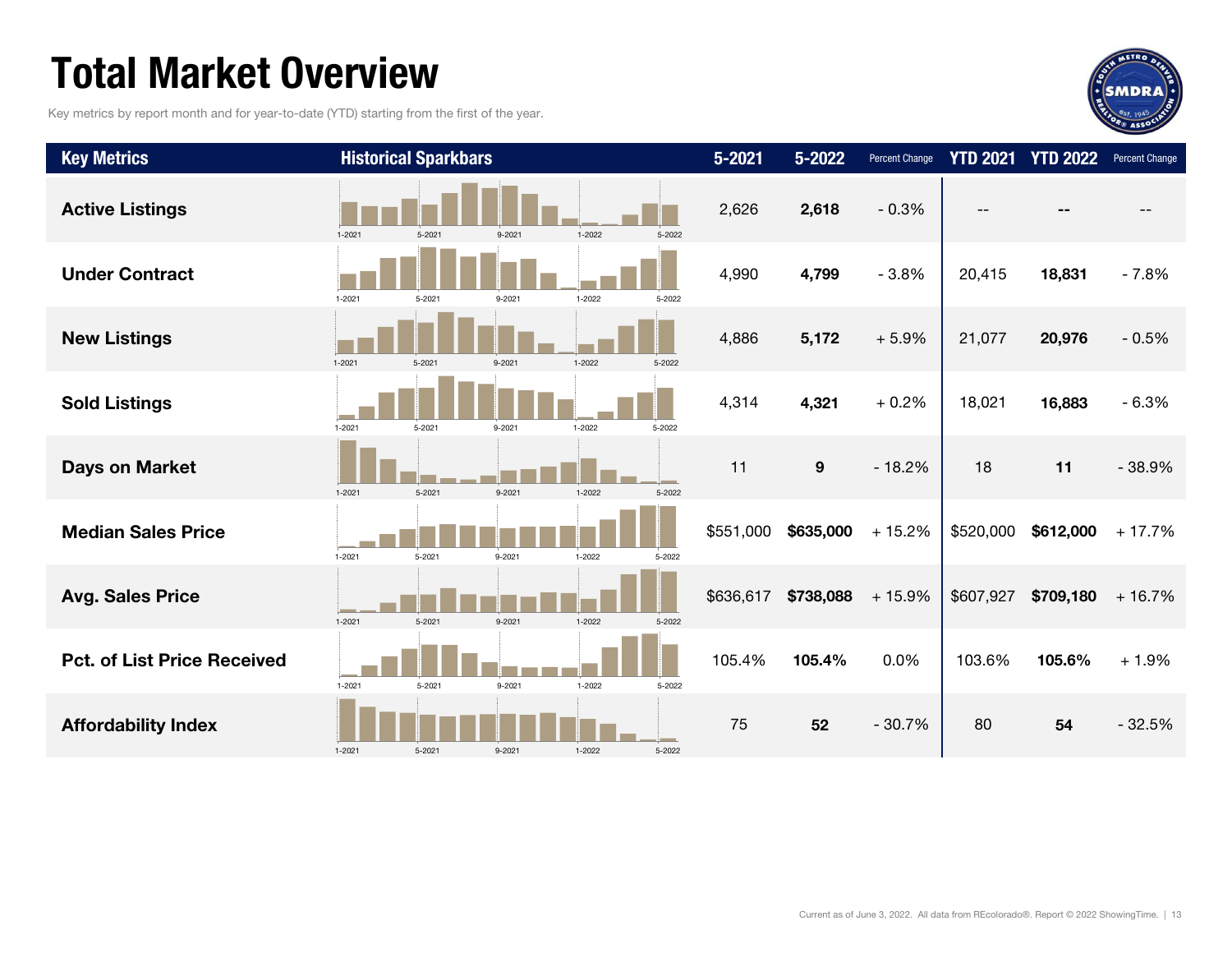# Total Market Overview

Key metrics by report month and for year-to-date (YTD) starting from the first of the year.

| Key Metrics | Historical Sparkbars | 5-2021 | 5-2022 | Percent Change | YTD 2021 | YTD 2022 | Percent Change |
|---|---|---|---|---|---|---|---|
| **Active Listings** | 1-2021 5-2021 9-2021 1-2022 5-2022 | 2,626 | **2,618** | - 0.3% | -- | **--** | -- |
| **Under Contract** | 1-2021 5-2021 9-2021 1-2022 5-2022 | 4,990 | **4,799** | - 3.8% | 20,415 | **18,831** | - 7.8% |
| **New Listings** | 1-2021 5-2021 9-2021 1-2022 5-2022 | 4,886 | **5,172** | + 5.9% | 21,077 | **20,976** | - 0.5% |
| **Sold Listings** | 1-2021 5-2021 9-2021 1-2022 5-2022 | 4,314 | **4,321** | + 0.2% | 18,021 | **16,883** | - 6.3% |
| **Days on Market** | 1-2021 5-2021 9-2021 1-2022 5-2022 | 11 | **9** | - 18.2% | 18 | **11** | - 38.9% |
| **Median Sales Price** | 1-2021 5-2021 9-2021 1-2022 5-2022 | $551,000 | **$635,000** | + 15.2% | $520,000 | **$612,000** | + 17.7% |
| **Avg. Sales Price** | 1-2021 5-2021 9-2021 1-2022 5-2022 | $636,617 | **$738,088** | + 15.9% | $607,927 | **$709,180** | + 16.7% |
| **Pct. of List Price Received** | 1-2021 5-2021 9-2021 1-2022 5-2022 | 105.4% | **105.4%** | 0.0% | 103.6% | **105.6%** | + 1.9% |
| **Affordability Index** | 1-2021 5-2021 9-2021 1-2022 5-2022 | 75 | **52** | - 30.7% | 80 | **54** | - 32.5% |

Current as of June 3, 2022. All data from REcolorado®. Report © 2022 ShowingTime.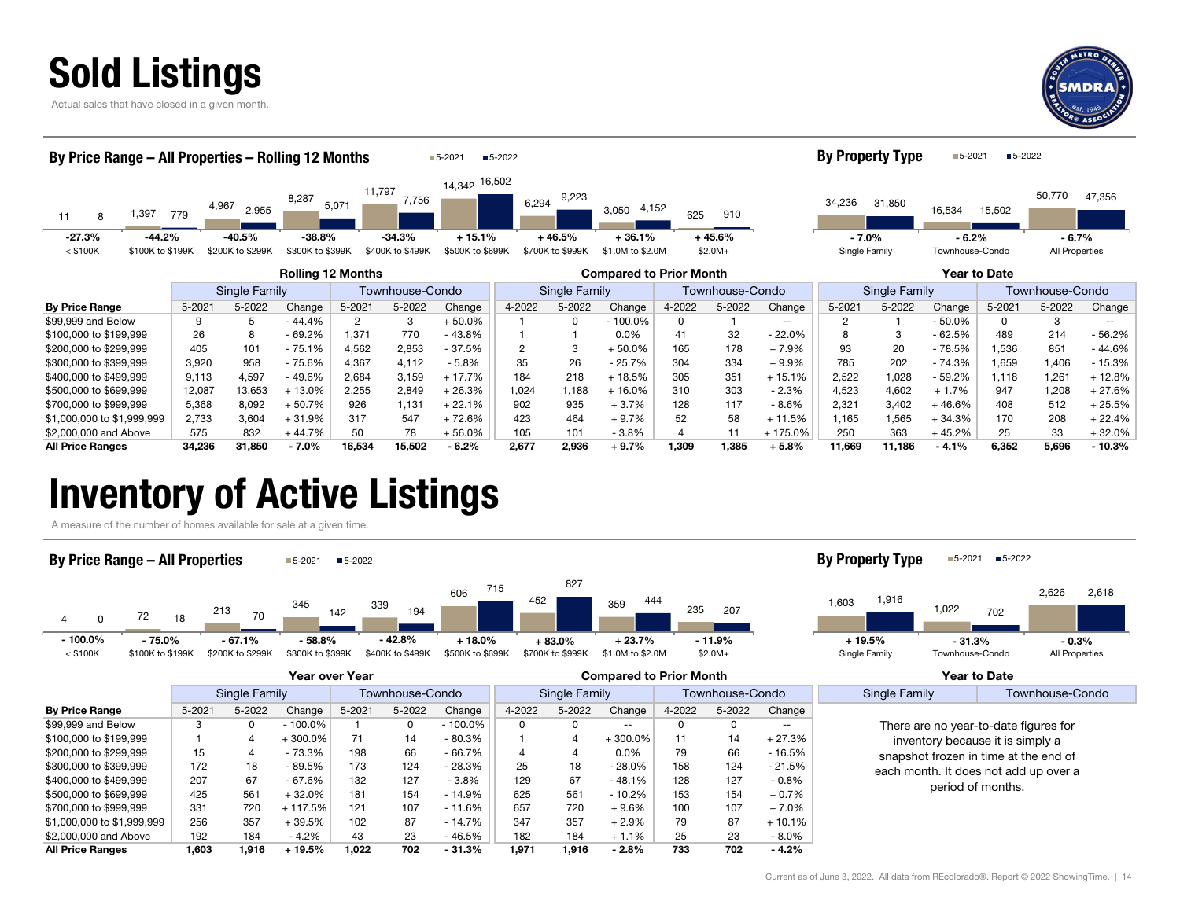# Sold Listings

Actual sales that have closed in a given month.

### By Price Range – All Properties – Rolling 12 Months

| Price Range | 5-2021 | 5-2022 | Change |
|---|---|---|---|
| < $100K | 11 | 8 | -27.3% |
| $100K to $199K | 1,397 | 779 | -44.2% |
| $200K to $299K | 4,967 | 2,955 | -40.5% |
| $300K to $399K | 8,287 | 5,071 | -38.8% |
| $400K to $499K | 11,797 | 7,756 | -34.3% |
| $500K to $699K | 14,342 | 16,502 | + 15.1% |
| $700K to $999K | 6,294 | 9,223 | + 46.5% |
| $1.0M to $2.0M | 3,050 | 4,152 | + 36.1% |
| $2.0M+ | 625 | 910 | + 45.6% |

### By Property Type

| Property Type | 5-2021 | 5-2022 | Change |
|---|---|---|---|
| Single Family | 34,236 | 31,850 | - 7.0% |
| Townhouse-Condo | 16,534 | 15,502 | - 6.2% |
| All Properties | 50,770 | 47,356 | - 6.7% |

| | Rolling 12 Months | | | | | | Compared to Prior Month | | | | | | Year to Date | | | | | |
|---|---|---|---|---|---|---|---|---|---|---|---|---|---|---|---|---|---|---|
| | Single Family | | | Townhouse-Condo | | | Single Family | | | Townhouse-Condo | | | Single Family | | | Townhouse-Condo | | |
| **By Price Range** | 5-2021 | 5-2022 | Change | 5-2021 | 5-2022 | Change | 4-2022 | 5-2022 | Change | 4-2022 | 5-2022 | Change | 5-2021 | 5-2022 | Change | 5-2021 | 5-2022 | Change |
| $99,999 and Below | 9 | 5 | - 44.4% | 2 | 3 | + 50.0% | 1 | 0 | - 100.0% | 0 | 1 | -- | 2 | 1 | - 50.0% | 0 | 3 | -- |
| $100,000 to $199,999 | 26 | 8 | - 69.2% | 1,371 | 770 | - 43.8% | 1 | 1 | 0.0% | 41 | 32 | - 22.0% | 8 | 3 | - 62.5% | 489 | 214 | - 56.2% |
| $200,000 to $299,999 | 405 | 101 | - 75.1% | 4,562 | 2,853 | - 37.5% | 2 | 3 | + 50.0% | 165 | 178 | + 7.9% | 93 | 20 | - 78.5% | 1,536 | 851 | - 44.6% |
| $300,000 to $399,999 | 3,920 | 958 | - 75.6% | 4,367 | 4,112 | - 5.8% | 35 | 26 | - 25.7% | 304 | 334 | + 9.9% | 785 | 202 | - 74.3% | 1,659 | 1,406 | - 15.3% |
| $400,000 to $499,999 | 9,113 | 4,597 | - 49.6% | 2,684 | 3,159 | + 17.7% | 184 | 218 | + 18.5% | 305 | 351 | + 15.1% | 2,522 | 1,028 | - 59.2% | 1,118 | 1,261 | + 12.8% |
| $500,000 to $699,999 | 12,087 | 13,653 | + 13.0% | 2,255 | 2,849 | + 26.3% | 1,024 | 1,188 | + 16.0% | 310 | 303 | - 2.3% | 4,523 | 4,602 | + 1.7% | 947 | 1,208 | + 27.6% |
| $700,000 to $999,999 | 5,368 | 8,092 | + 50.7% | 926 | 1,131 | + 22.1% | 902 | 935 | + 3.7% | 128 | 117 | - 8.6% | 2,321 | 3,402 | + 46.6% | 408 | 512 | + 25.5% |
| $1,000,000 to $1,999,999 | 2,733 | 3,604 | + 31.9% | 317 | 547 | + 72.6% | 423 | 464 | + 9.7% | 52 | 58 | + 11.5% | 1,165 | 1,565 | + 34.3% | 170 | 208 | + 22.4% |
| $2,000,000 and Above | 575 | 832 | + 44.7% | 50 | 78 | + 56.0% | 105 | 101 | - 3.8% | 4 | 11 | + 175.0% | 250 | 363 | + 45.2% | 25 | 33 | + 32.0% |
| **All Price Ranges** | **34,236** | **31,850** | **- 7.0%** | **16,534** | **15,502** | **- 6.2%** | **2,677** | **2,936** | **+ 9.7%** | **1,309** | **1,385** | **+ 5.8%** | **11,669** | **11,186** | **- 4.1%** | **6,352** | **5,696** | **- 10.3%** |

# Inventory of Active Listings

A measure of the number of homes available for sale at a given time.

### By Price Range – All Properties

| Price Range | 5-2021 | 5-2022 | Change |
|---|---|---|---|
| < $100K | 4 | 0 | - 100.0% |
| $100K to $199K | 72 | 18 | - 75.0% |
| $200K to $299K | 213 | 70 | - 67.1% |
| $300K to $399K | 345 | 142 | - 58.8% |
| $400K to $499K | 339 | 194 | - 42.8% |
| $500K to $699K | 606 | 715 | + 18.0% |
| $700K to $999K | 452 | 827 | + 83.0% |
| $1.0M to $2.0M | 359 | 444 | + 23.7% |
| $2.0M+ | 235 | 207 | - 11.9% |

### By Property Type

| Property Type | 5-2021 | 5-2022 | Change |
|---|---|---|---|
| Single Family | 1,603 | 1,916 | + 19.5% |
| Townhouse-Condo | 1,022 | 702 | - 31.3% |
| All Properties | 2,626 | 2,618 | - 0.3% |

| | Year over Year | | | | | | Compared to Prior Month | | | | | |
|---|---|---|---|---|---|---|---|---|---|---|---|---|
| | Single Family | | | Townhouse-Condo | | | Single Family | | | Townhouse-Condo | | |
| **By Price Range** | 5-2021 | 5-2022 | Change | 5-2021 | 5-2022 | Change | 4-2022 | 5-2022 | Change | 4-2022 | 5-2022 | Change |
| $99,999 and Below | 3 | 0 | - 100.0% | 1 | 0 | - 100.0% | 0 | 0 | -- | 0 | 0 | -- |
| $100,000 to $199,999 | 1 | 4 | + 300.0% | 71 | 14 | - 80.3% | 1 | 4 | + 300.0% | 11 | 14 | + 27.3% |
| $200,000 to $299,999 | 15 | 4 | - 73.3% | 198 | 66 | - 66.7% | 4 | 4 | 0.0% | 79 | 66 | - 16.5% |
| $300,000 to $399,999 | 172 | 18 | - 89.5% | 173 | 124 | - 28.3% | 25 | 18 | - 28.0% | 158 | 124 | - 21.5% |
| $400,000 to $499,999 | 207 | 67 | - 67.6% | 132 | 127 | - 3.8% | 129 | 67 | - 48.1% | 128 | 127 | - 0.8% |
| $500,000 to $699,999 | 425 | 561 | + 32.0% | 181 | 154 | - 14.9% | 625 | 561 | - 10.2% | 153 | 154 | + 0.7% |
| $700,000 to $999,999 | 331 | 720 | + 117.5% | 121 | 107 | - 11.6% | 657 | 720 | + 9.6% | 100 | 107 | + 7.0% |
| $1,000,000 to $1,999,999 | 256 | 357 | + 39.5% | 102 | 87 | - 14.7% | 347 | 357 | + 2.9% | 79 | 87 | + 10.1% |
| $2,000,000 and Above | 192 | 184 | - 4.2% | 43 | 23 | - 46.5% | 182 | 184 | + 1.1% | 25 | 23 | - 8.0% |
| **All Price Ranges** | **1,603** | **1,916** | **+ 19.5%** | **1,022** | **702** | **- 31.3%** | **1,971** | **1,916** | **- 2.8%** | **733** | **702** | **- 4.2%** |

**Year to Date**

| Single Family | Townhouse-Condo |
|---|---|

There are no year-to-date figures for inventory because it is simply a snapshot frozen in time at the end of each month. It does not add up over a period of months.

Current as of June 3, 2022. All data from REcolorado®. Report © 2022 ShowingTime.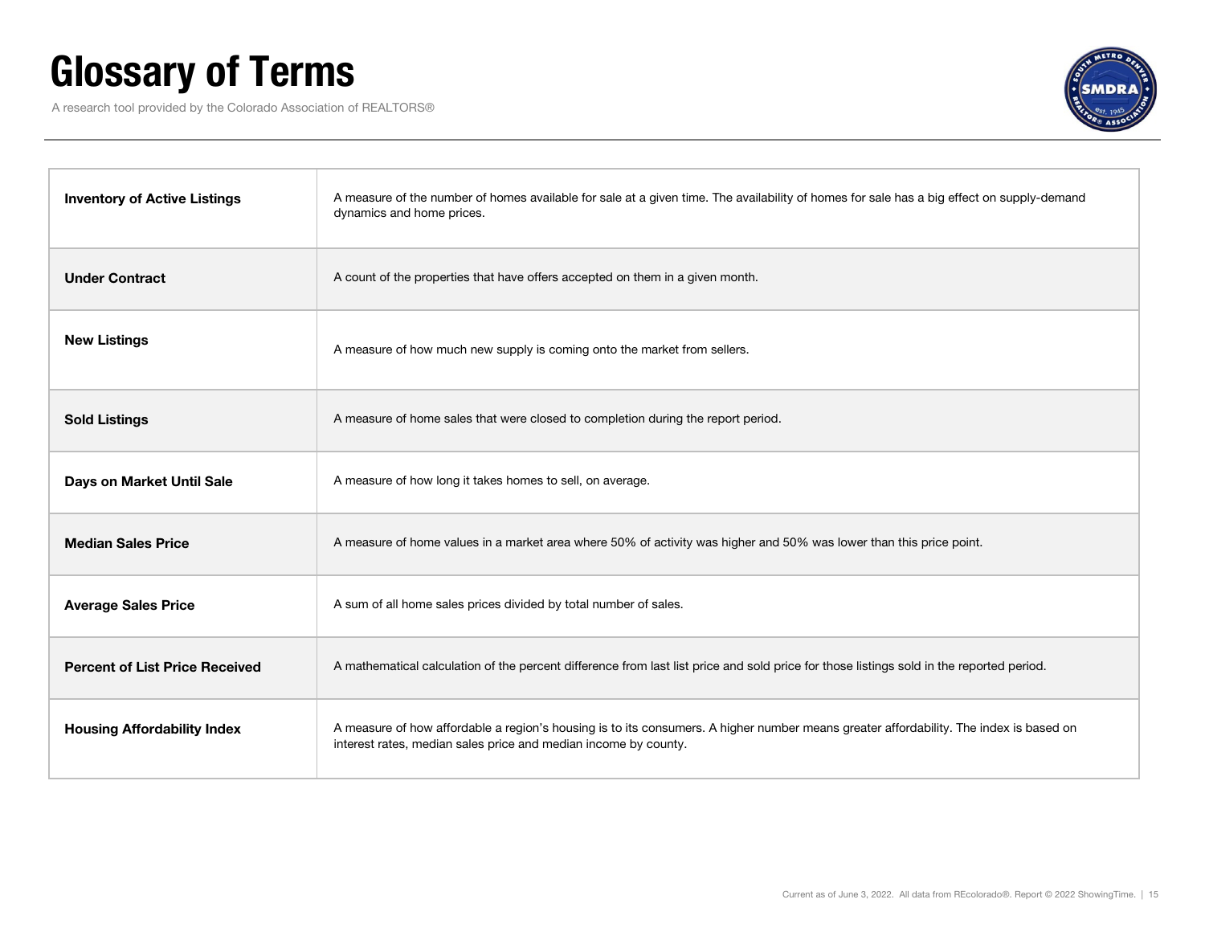# Glossary of Terms

A research tool provided by the Colorado Association of REALTORS®

| Term | Definition |
| --- | --- |
| **Inventory of Active Listings** | A measure of the number of homes available for sale at a given time. The availability of homes for sale has a big effect on supply-demand dynamics and home prices. |
| **Under Contract** | A count of the properties that have offers accepted on them in a given month. |
| **New Listings** | A measure of how much new supply is coming onto the market from sellers. |
| **Sold Listings** | A measure of home sales that were closed to completion during the report period. |
| **Days on Market Until Sale** | A measure of how long it takes homes to sell, on average. |
| **Median Sales Price** | A measure of home values in a market area where 50% of activity was higher and 50% was lower than this price point. |
| **Average Sales Price** | A sum of all home sales prices divided by total number of sales. |
| **Percent of List Price Received** | A mathematical calculation of the percent difference from last list price and sold price for those listings sold in the reported period. |
| **Housing Affordability Index** | A measure of how affordable a region's housing is to its consumers. A higher number means greater affordability. The index is based on interest rates, median sales price and median income by county. |

Current as of June 3, 2022. All data from REcolorado®. Report © 2022 ShowingTime.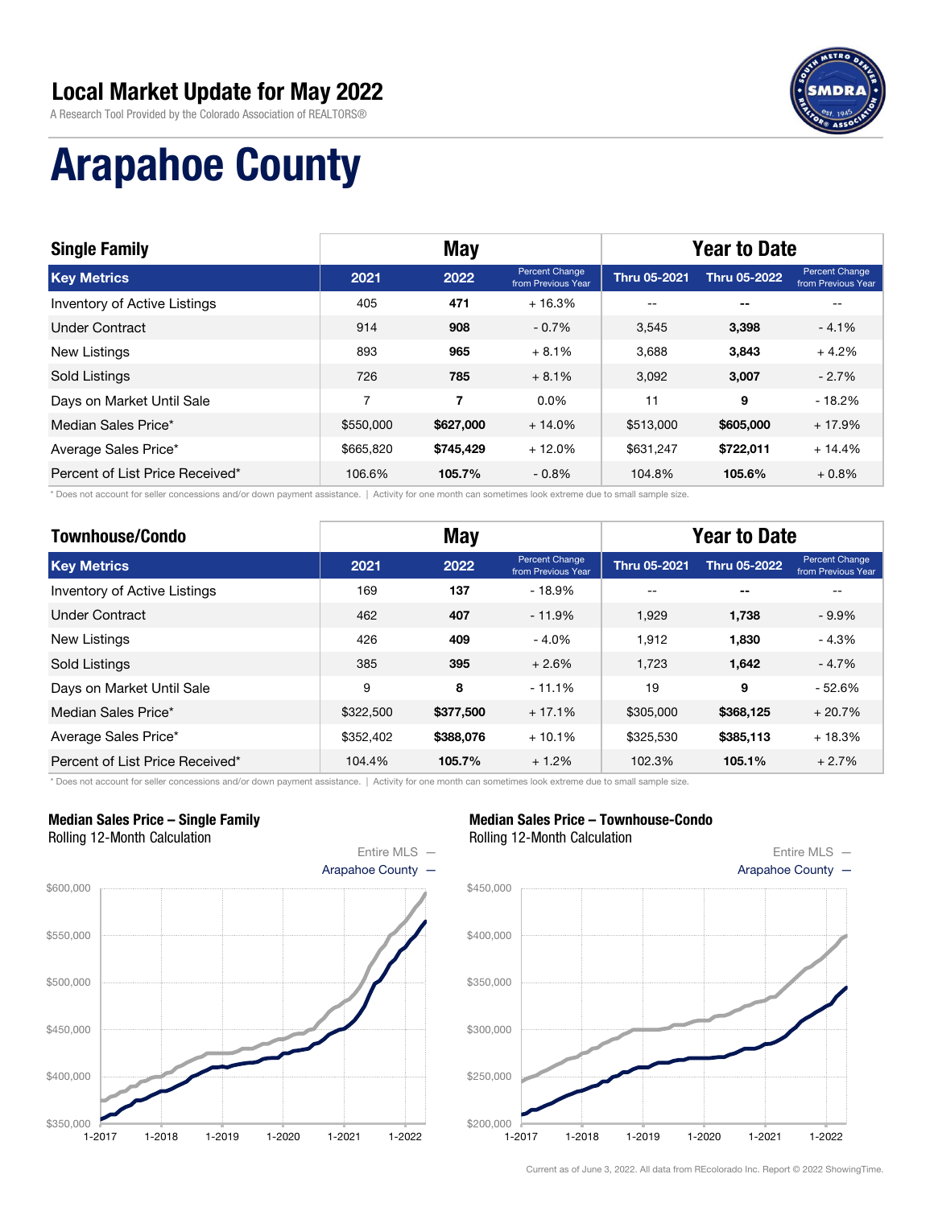## Local Market Update for May 2022

A Research Tool Provided by the Colorado Association of REALTORS®

# Arapahoe County

| Single Family | May | | | Year to Date | | |
|---|---|---|---|---|---|---|
| **Key Metrics** | **2021** | **2022** | **Percent Change from Previous Year** | **Thru 05-2021** | **Thru 05-2022** | **Percent Change from Previous Year** |
| Inventory of Active Listings | 405 | **471** | + 16.3% | -- | **--** | -- |
| Under Contract | 914 | **908** | - 0.7% | 3,545 | **3,398** | - 4.1% |
| New Listings | 893 | **965** | + 8.1% | 3,688 | **3,843** | + 4.2% |
| Sold Listings | 726 | **785** | + 8.1% | 3,092 | **3,007** | - 2.7% |
| Days on Market Until Sale | 7 | **7** | 0.0% | 11 | **9** | - 18.2% |
| Median Sales Price* | $550,000 | **$627,000** | + 14.0% | $513,000 | **$605,000** | + 17.9% |
| Average Sales Price* | $665,820 | **$745,429** | + 12.0% | $631,247 | **$722,011** | + 14.4% |
| Percent of List Price Received* | 106.6% | **105.7%** | - 0.8% | 104.8% | **105.6%** | + 0.8% |

\* Does not account for seller concessions and/or down payment assistance. | Activity for one month can sometimes look extreme due to small sample size.

| Townhouse/Condo | May | | | Year to Date | | |
|---|---|---|---|---|---|---|
| **Key Metrics** | **2021** | **2022** | **Percent Change from Previous Year** | **Thru 05-2021** | **Thru 05-2022** | **Percent Change from Previous Year** |
| Inventory of Active Listings | 169 | **137** | - 18.9% | -- | **--** | -- |
| Under Contract | 462 | **407** | - 11.9% | 1,929 | **1,738** | - 9.9% |
| New Listings | 426 | **409** | - 4.0% | 1,912 | **1,830** | - 4.3% |
| Sold Listings | 385 | **395** | + 2.6% | 1,723 | **1,642** | - 4.7% |
| Days on Market Until Sale | 9 | **8** | - 11.1% | 19 | **9** | - 52.6% |
| Median Sales Price* | $322,500 | **$377,500** | + 17.1% | $305,000 | **$368,125** | + 20.7% |
| Average Sales Price* | $352,402 | **$388,076** | + 10.1% | $325,530 | **$385,113** | + 18.3% |
| Percent of List Price Received* | 104.4% | **105.7%** | + 1.2% | 102.3% | **105.1%** | + 2.7% |

\* Does not account for seller concessions and/or down payment assistance. | Activity for one month can sometimes look extreme due to small sample size.

**Median Sales Price – Single Family**
Rolling 12-Month Calculation

Entire MLS —
Arapahoe County —

**Median Sales Price – Townhouse-Condo**
Rolling 12-Month Calculation

Entire MLS —
Arapahoe County —

Current as of June 3, 2022. All data from REcolorado Inc. Report © 2022 ShowingTime.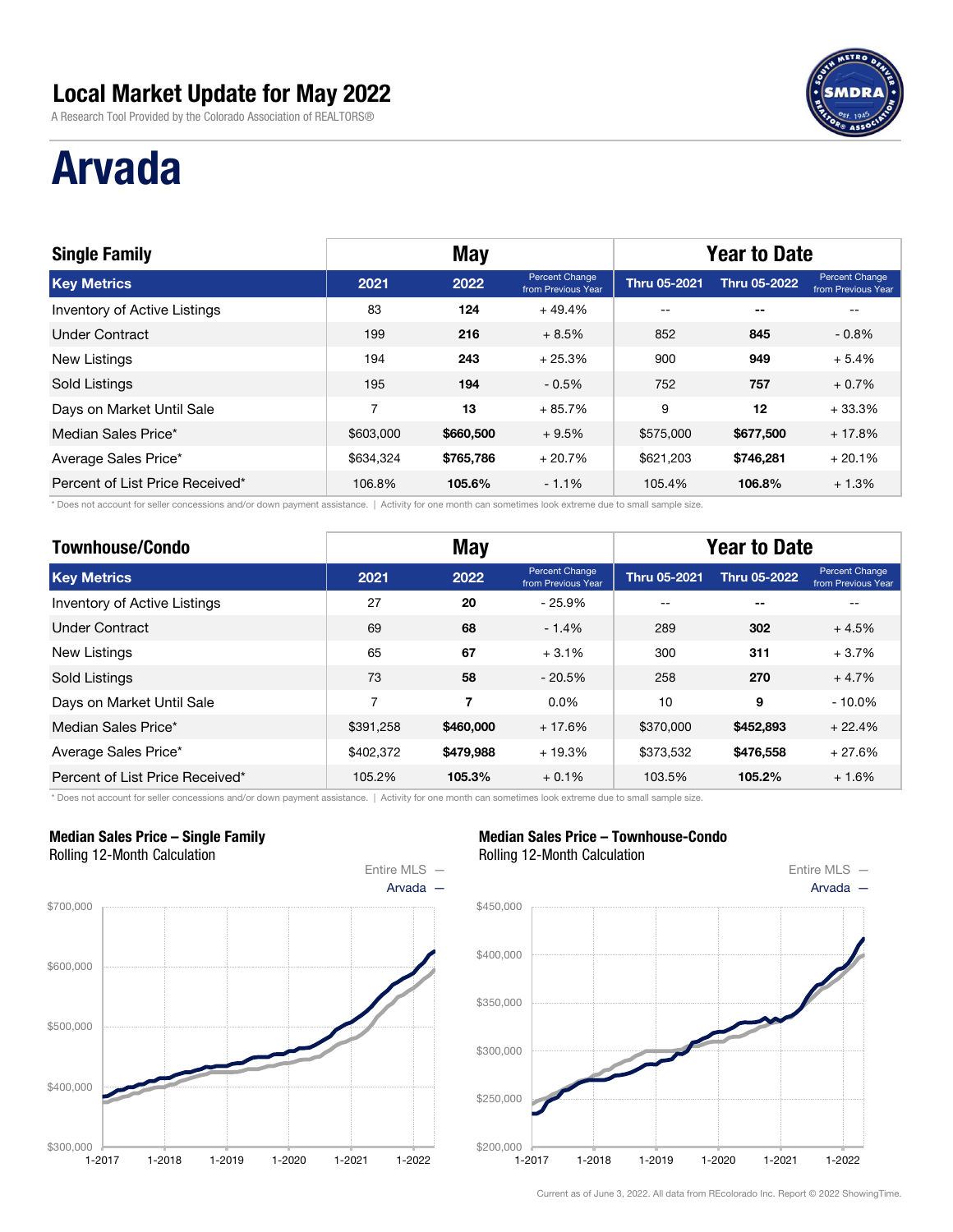# Local Market Update for May 2022

A Research Tool Provided by the Colorado Association of REALTORS®

# Arvada

| Single Family | May | | | Year to Date | | |
|---|---|---|---|---|---|---|
| **Key Metrics** | **2021** | **2022** | **Percent Change from Previous Year** | **Thru 05-2021** | **Thru 05-2022** | **Percent Change from Previous Year** |
| Inventory of Active Listings | 83 | **124** | + 49.4% | -- | **--** | -- |
| Under Contract | 199 | **216** | + 8.5% | 852 | **845** | - 0.8% |
| New Listings | 194 | **243** | + 25.3% | 900 | **949** | + 5.4% |
| Sold Listings | 195 | **194** | - 0.5% | 752 | **757** | + 0.7% |
| Days on Market Until Sale | 7 | **13** | + 85.7% | 9 | **12** | + 33.3% |
| Median Sales Price* | $603,000 | **$660,500** | + 9.5% | $575,000 | **$677,500** | + 17.8% |
| Average Sales Price* | $634,324 | **$765,786** | + 20.7% | $621,203 | **$746,281** | + 20.1% |
| Percent of List Price Received* | 106.8% | **105.6%** | - 1.1% | 105.4% | **106.8%** | + 1.3% |

\* Does not account for seller concessions and/or down payment assistance. | Activity for one month can sometimes look extreme due to small sample size.

| Townhouse/Condo | May | | | Year to Date | | |
|---|---|---|---|---|---|---|
| **Key Metrics** | **2021** | **2022** | **Percent Change from Previous Year** | **Thru 05-2021** | **Thru 05-2022** | **Percent Change from Previous Year** |
| Inventory of Active Listings | 27 | **20** | - 25.9% | -- | **--** | -- |
| Under Contract | 69 | **68** | - 1.4% | 289 | **302** | + 4.5% |
| New Listings | 65 | **67** | + 3.1% | 300 | **311** | + 3.7% |
| Sold Listings | 73 | **58** | - 20.5% | 258 | **270** | + 4.7% |
| Days on Market Until Sale | 7 | **7** | 0.0% | 10 | **9** | - 10.0% |
| Median Sales Price* | $391,258 | **$460,000** | + 17.6% | $370,000 | **$452,893** | + 22.4% |
| Average Sales Price* | $402,372 | **$479,988** | + 19.3% | $373,532 | **$476,558** | + 27.6% |
| Percent of List Price Received* | 105.2% | **105.3%** | + 0.1% | 103.5% | **105.2%** | + 1.6% |

\* Does not account for seller concessions and/or down payment assistance. | Activity for one month can sometimes look extreme due to small sample size.

**Median Sales Price – Single Family**
Rolling 12-Month Calculation

**Median Sales Price – Townhouse-Condo**
Rolling 12-Month Calculation

Current as of June 3, 2022. All data from REcolorado Inc. Report © 2022 ShowingTime.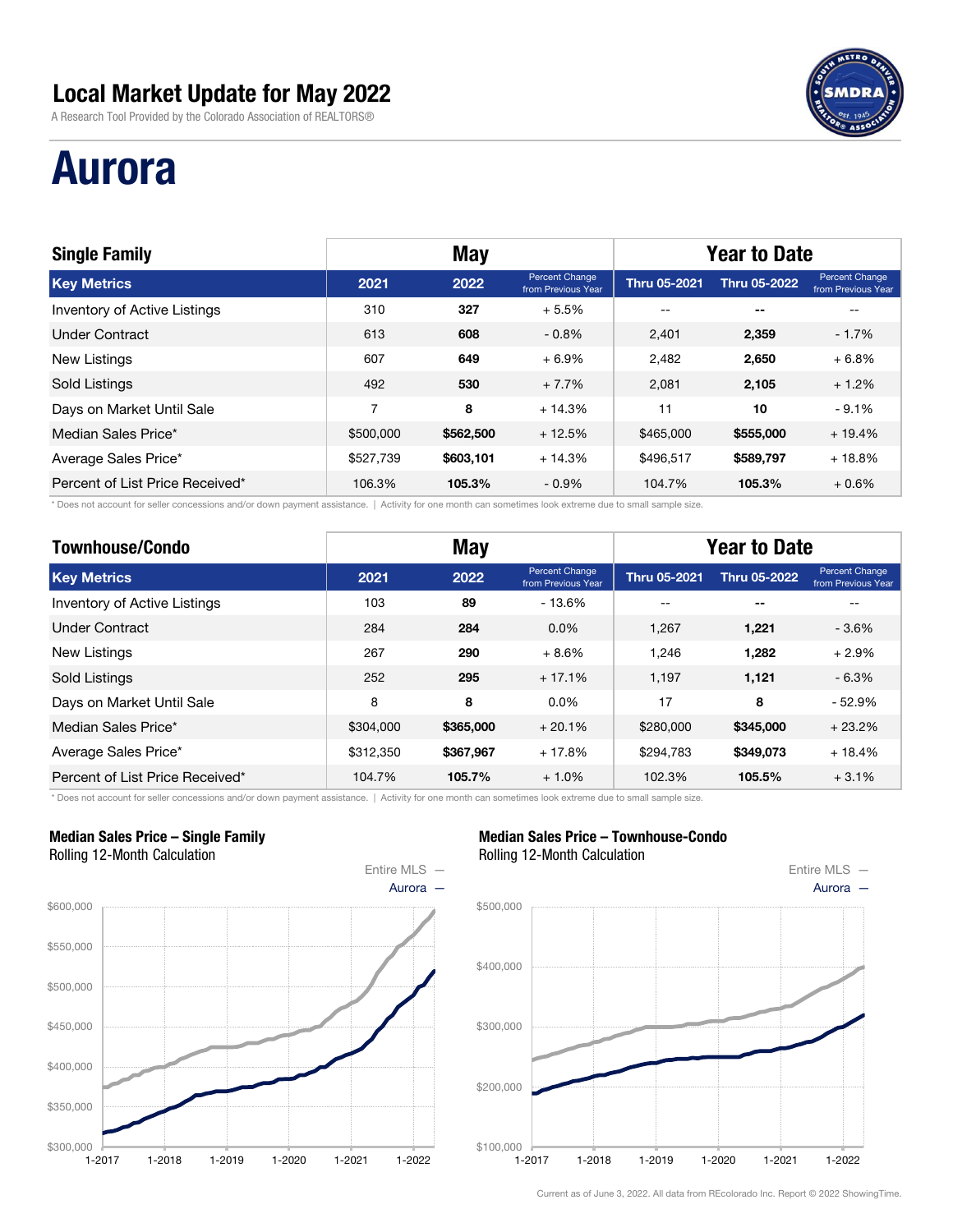# Local Market Update for May 2022

A Research Tool Provided by the Colorado Association of REALTORS®

# Aurora

| Single Family | May | | | Year to Date | | |
|---|---|---|---|---|---|---|
| **Key Metrics** | **2021** | **2022** | **Percent Change from Previous Year** | **Thru 05-2021** | **Thru 05-2022** | **Percent Change from Previous Year** |
| Inventory of Active Listings | 310 | **327** | + 5.5% | -- | **--** | -- |
| Under Contract | 613 | **608** | - 0.8% | 2,401 | **2,359** | - 1.7% |
| New Listings | 607 | **649** | + 6.9% | 2,482 | **2,650** | + 6.8% |
| Sold Listings | 492 | **530** | + 7.7% | 2,081 | **2,105** | + 1.2% |
| Days on Market Until Sale | 7 | **8** | + 14.3% | 11 | **10** | - 9.1% |
| Median Sales Price* | $500,000 | **$562,500** | + 12.5% | $465,000 | **$555,000** | + 19.4% |
| Average Sales Price* | $527,739 | **$603,101** | + 14.3% | $496,517 | **$589,797** | + 18.8% |
| Percent of List Price Received* | 106.3% | **105.3%** | - 0.9% | 104.7% | **105.3%** | + 0.6% |

\* Does not account for seller concessions and/or down payment assistance. | Activity for one month can sometimes look extreme due to small sample size.

| Townhouse/Condo | May | | | Year to Date | | |
|---|---|---|---|---|---|---|
| **Key Metrics** | **2021** | **2022** | **Percent Change from Previous Year** | **Thru 05-2021** | **Thru 05-2022** | **Percent Change from Previous Year** |
| Inventory of Active Listings | 103 | **89** | - 13.6% | -- | **--** | -- |
| Under Contract | 284 | **284** | 0.0% | 1,267 | **1,221** | - 3.6% |
| New Listings | 267 | **290** | + 8.6% | 1,246 | **1,282** | + 2.9% |
| Sold Listings | 252 | **295** | + 17.1% | 1,197 | **1,121** | - 6.3% |
| Days on Market Until Sale | 8 | **8** | 0.0% | 17 | **8** | - 52.9% |
| Median Sales Price* | $304,000 | **$365,000** | + 20.1% | $280,000 | **$345,000** | + 23.2% |
| Average Sales Price* | $312,350 | **$367,967** | + 17.8% | $294,783 | **$349,073** | + 18.4% |
| Percent of List Price Received* | 104.7% | **105.7%** | + 1.0% | 102.3% | **105.5%** | + 3.1% |

\* Does not account for seller concessions and/or down payment assistance. | Activity for one month can sometimes look extreme due to small sample size.

**Median Sales Price – Single Family**
Rolling 12-Month Calculation

Entire MLS —
Aurora —

**Median Sales Price – Townhouse-Condo**
Rolling 12-Month Calculation

Entire MLS —
Aurora —

Current as of June 3, 2022. All data from REcolorado Inc. Report © 2022 ShowingTime.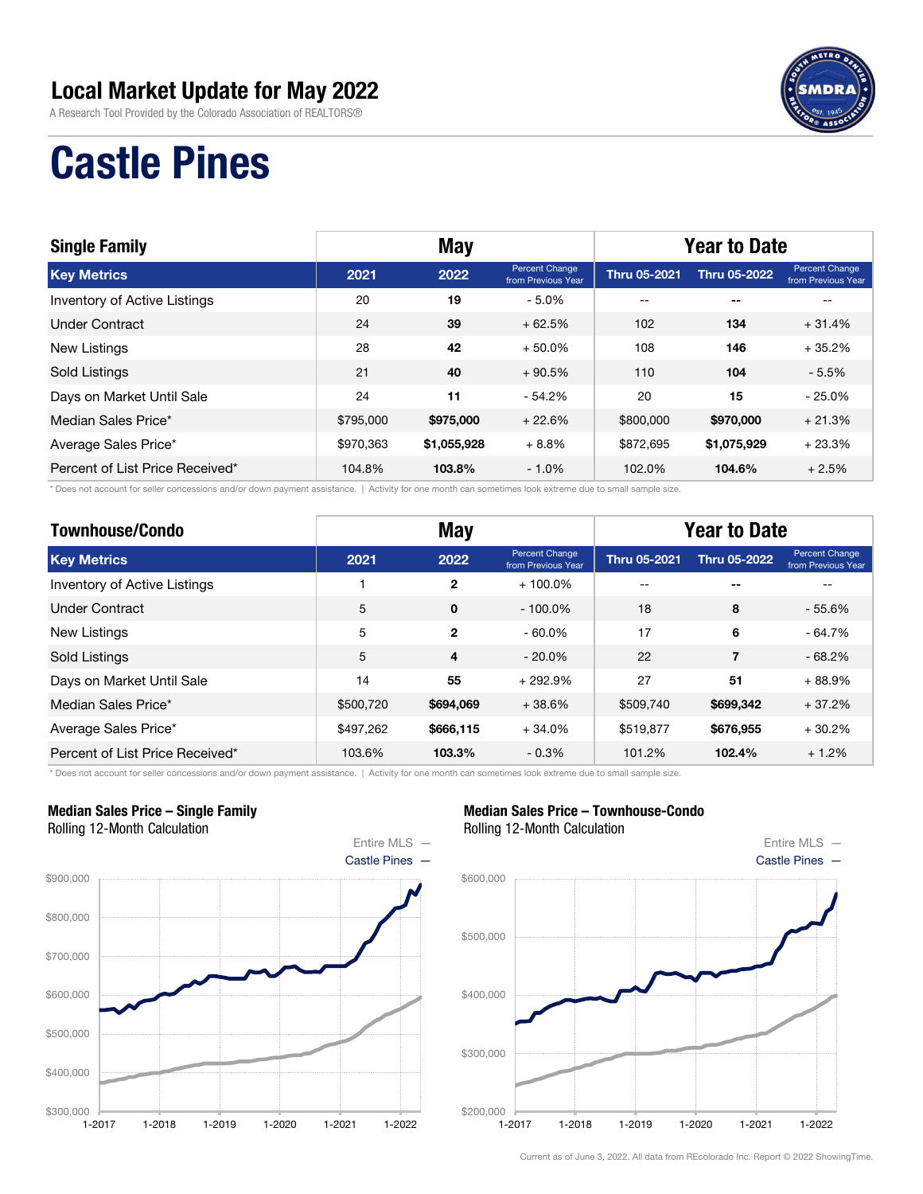# Local Market Update for May 2022

A Research Tool Provided by the Colorado Association of REALTORS®

# Castle Pines

| Single Family | May | | | Year to Date | | |
|---|---|---|---|---|---|---|
| **Key Metrics** | **2021** | **2022** | **Percent Change from Previous Year** | **Thru 05-2021** | **Thru 05-2022** | **Percent Change from Previous Year** |
| Inventory of Active Listings | 20 | **19** | - 5.0% | -- | -- | -- |
| Under Contract | 24 | **39** | + 62.5% | 102 | **134** | + 31.4% |
| New Listings | 28 | **42** | + 50.0% | 108 | **146** | + 35.2% |
| Sold Listings | 21 | **40** | + 90.5% | 110 | **104** | - 5.5% |
| Days on Market Until Sale | 24 | **11** | - 54.2% | 20 | **15** | - 25.0% |
| Median Sales Price* | $795,000 | **$975,000** | + 22.6% | $800,000 | **$970,000** | + 21.3% |
| Average Sales Price* | $970,363 | **$1,055,928** | + 8.8% | $872,695 | **$1,075,929** | + 23.3% |
| Percent of List Price Received* | 104.8% | **103.8%** | - 1.0% | 102.0% | **104.6%** | + 2.5% |

\* Does not account for seller concessions and/or down payment assistance. | Activity for one month can sometimes look extreme due to small sample size.

| Townhouse/Condo | May | | | Year to Date | | |
|---|---|---|---|---|---|---|
| **Key Metrics** | **2021** | **2022** | **Percent Change from Previous Year** | **Thru 05-2021** | **Thru 05-2022** | **Percent Change from Previous Year** |
| Inventory of Active Listings | 1 | **2** | + 100.0% | -- | -- | -- |
| Under Contract | 5 | **0** | - 100.0% | 18 | **8** | - 55.6% |
| New Listings | 5 | **2** | - 60.0% | 17 | **6** | - 64.7% |
| Sold Listings | 5 | **4** | - 20.0% | 22 | **7** | - 68.2% |
| Days on Market Until Sale | 14 | **55** | + 292.9% | 27 | **51** | + 88.9% |
| Median Sales Price* | $500,720 | **$694,069** | + 38.6% | $509,740 | **$699,342** | + 37.2% |
| Average Sales Price* | $497,262 | **$666,115** | + 34.0% | $519,877 | **$676,955** | + 30.2% |
| Percent of List Price Received* | 103.6% | **103.3%** | - 0.3% | 101.2% | **102.4%** | + 1.2% |

\* Does not account for seller concessions and/or down payment assistance. | Activity for one month can sometimes look extreme due to small sample size.

**Median Sales Price – Single Family**
Rolling 12-Month Calculation

Entire MLS — Castle Pines —

**Median Sales Price – Townhouse-Condo**
Rolling 12-Month Calculation

Entire MLS — Castle Pines —

Current as of June 3, 2022. All data from REcolorado Inc. Report © 2022 ShowingTime.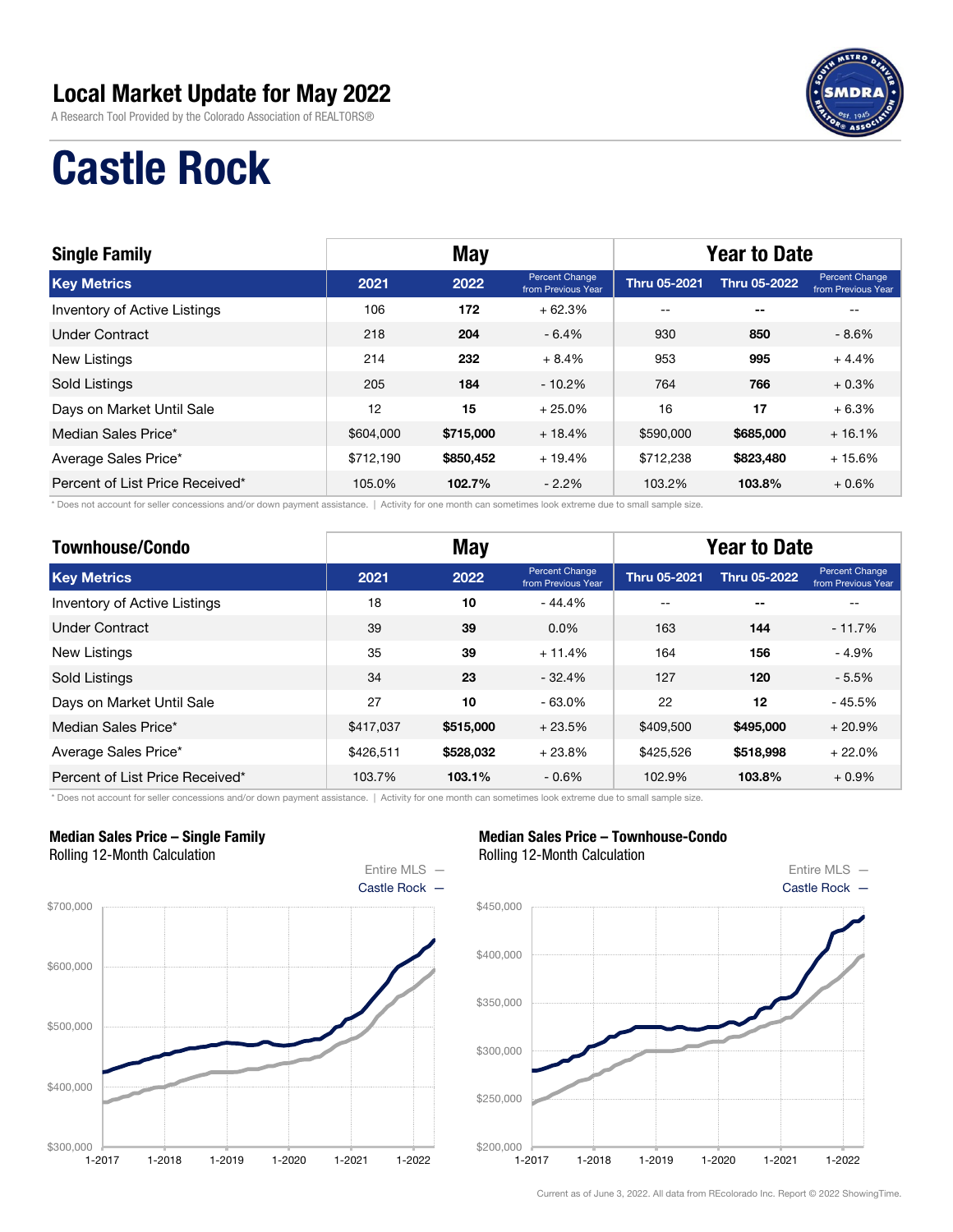# Local Market Update for May 2022

A Research Tool Provided by the Colorado Association of REALTORS®

# Castle Rock

| Single Family | May | | | Year to Date | | |
|---|---|---|---|---|---|---|
| **Key Metrics** | **2021** | **2022** | **Percent Change from Previous Year** | **Thru 05-2021** | **Thru 05-2022** | **Percent Change from Previous Year** |
| Inventory of Active Listings | 106 | **172** | + 62.3% | -- | **--** | -- |
| Under Contract | 218 | **204** | - 6.4% | 930 | **850** | - 8.6% |
| New Listings | 214 | **232** | + 8.4% | 953 | **995** | + 4.4% |
| Sold Listings | 205 | **184** | - 10.2% | 764 | **766** | + 0.3% |
| Days on Market Until Sale | 12 | **15** | + 25.0% | 16 | **17** | + 6.3% |
| Median Sales Price* | $604,000 | **$715,000** | + 18.4% | $590,000 | **$685,000** | + 16.1% |
| Average Sales Price* | $712,190 | **$850,452** | + 19.4% | $712,238 | **$823,480** | + 15.6% |
| Percent of List Price Received* | 105.0% | **102.7%** | - 2.2% | 103.2% | **103.8%** | + 0.6% |

\* Does not account for seller concessions and/or down payment assistance. | Activity for one month can sometimes look extreme due to small sample size.

| Townhouse/Condo | May | | | Year to Date | | |
|---|---|---|---|---|---|---|
| **Key Metrics** | **2021** | **2022** | **Percent Change from Previous Year** | **Thru 05-2021** | **Thru 05-2022** | **Percent Change from Previous Year** |
| Inventory of Active Listings | 18 | **10** | - 44.4% | -- | **--** | -- |
| Under Contract | 39 | **39** | 0.0% | 163 | **144** | - 11.7% |
| New Listings | 35 | **39** | + 11.4% | 164 | **156** | - 4.9% |
| Sold Listings | 34 | **23** | - 32.4% | 127 | **120** | - 5.5% |
| Days on Market Until Sale | 27 | **10** | - 63.0% | 22 | **12** | - 45.5% |
| Median Sales Price* | $417,037 | **$515,000** | + 23.5% | $409,500 | **$495,000** | + 20.9% |
| Average Sales Price* | $426,511 | **$528,032** | + 23.8% | $425,526 | **$518,998** | + 22.0% |
| Percent of List Price Received* | 103.7% | **103.1%** | - 0.6% | 102.9% | **103.8%** | + 0.9% |

\* Does not account for seller concessions and/or down payment assistance. | Activity for one month can sometimes look extreme due to small sample size.

**Median Sales Price – Single Family**
Rolling 12-Month Calculation

Entire MLS — Castle Rock —

**Median Sales Price – Townhouse-Condo**
Rolling 12-Month Calculation

Entire MLS — Castle Rock —

Current as of June 3, 2022. All data from REcolorado Inc. Report © 2022 ShowingTime.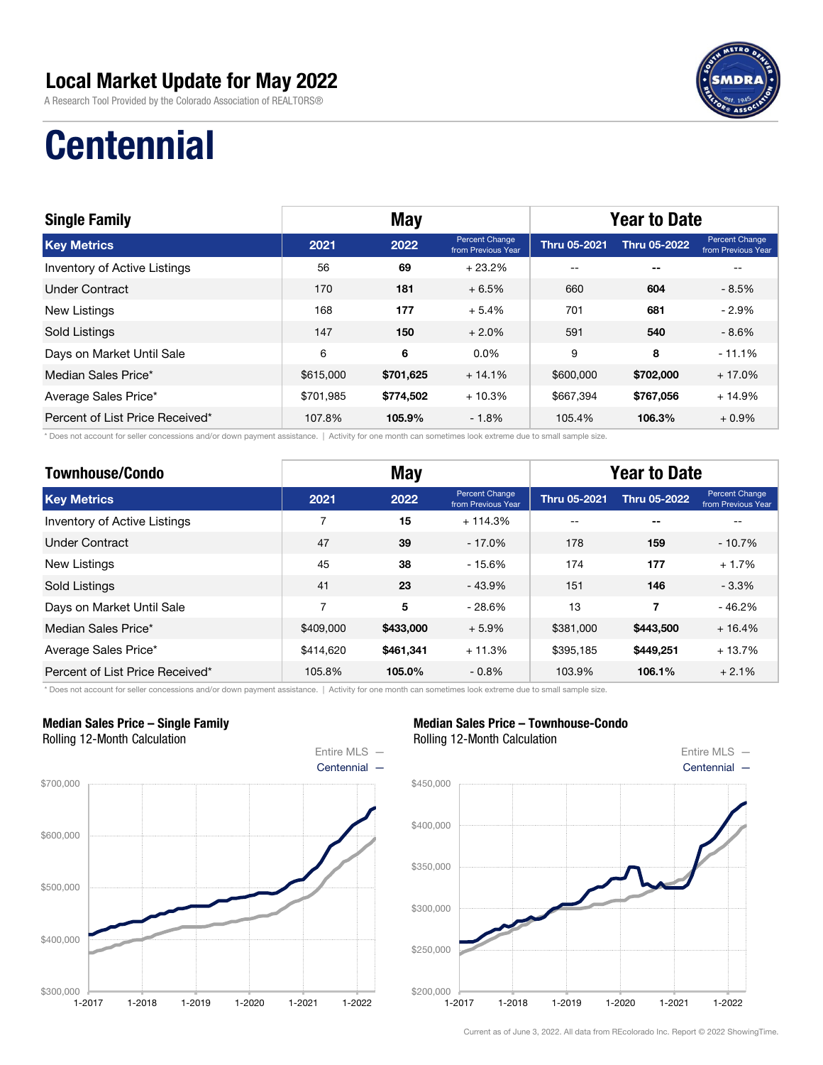# Local Market Update for May 2022

A Research Tool Provided by the Colorado Association of REALTORS®

# Centennial

| Single Family | May | | | Year to Date | | |
|---|---|---|---|---|---|---|
| Key Metrics | 2021 | 2022 | Percent Change from Previous Year | Thru 05-2021 | Thru 05-2022 | Percent Change from Previous Year |
| Inventory of Active Listings | 56 | **69** | + 23.2% | -- | **--** | -- |
| Under Contract | 170 | **181** | + 6.5% | 660 | **604** | - 8.5% |
| New Listings | 168 | **177** | + 5.4% | 701 | **681** | - 2.9% |
| Sold Listings | 147 | **150** | + 2.0% | 591 | **540** | - 8.6% |
| Days on Market Until Sale | 6 | **6** | 0.0% | 9 | **8** | - 11.1% |
| Median Sales Price* | $615,000 | **$701,625** | + 14.1% | $600,000 | **$702,000** | + 17.0% |
| Average Sales Price* | $701,985 | **$774,502** | + 10.3% | $667,394 | **$767,056** | + 14.9% |
| Percent of List Price Received* | 107.8% | **105.9%** | - 1.8% | 105.4% | **106.3%** | + 0.9% |

* Does not account for seller concessions and/or down payment assistance. | Activity for one month can sometimes look extreme due to small sample size.

| Townhouse/Condo | May | | | Year to Date | | |
|---|---|---|---|---|---|---|
| Key Metrics | 2021 | 2022 | Percent Change from Previous Year | Thru 05-2021 | Thru 05-2022 | Percent Change from Previous Year |
| Inventory of Active Listings | 7 | **15** | + 114.3% | -- | **--** | -- |
| Under Contract | 47 | **39** | - 17.0% | 178 | **159** | - 10.7% |
| New Listings | 45 | **38** | - 15.6% | 174 | **177** | + 1.7% |
| Sold Listings | 41 | **23** | - 43.9% | 151 | **146** | - 3.3% |
| Days on Market Until Sale | 7 | **5** | - 28.6% | 13 | **7** | - 46.2% |
| Median Sales Price* | $409,000 | **$433,000** | + 5.9% | $381,000 | **$443,500** | + 16.4% |
| Average Sales Price* | $414,620 | **$461,341** | + 11.3% | $395,185 | **$449,251** | + 13.7% |
| Percent of List Price Received* | 105.8% | **105.0%** | - 0.8% | 103.9% | **106.1%** | + 2.1% |

* Does not account for seller concessions and/or down payment assistance. | Activity for one month can sometimes look extreme due to small sample size.

**Median Sales Price – Single Family**
Rolling 12-Month Calculation

Entire MLS — Centennial —

**Median Sales Price – Townhouse-Condo**
Rolling 12-Month Calculation

Entire MLS — Centennial —

Current as of June 3, 2022. All data from REcolorado Inc. Report © 2022 ShowingTime.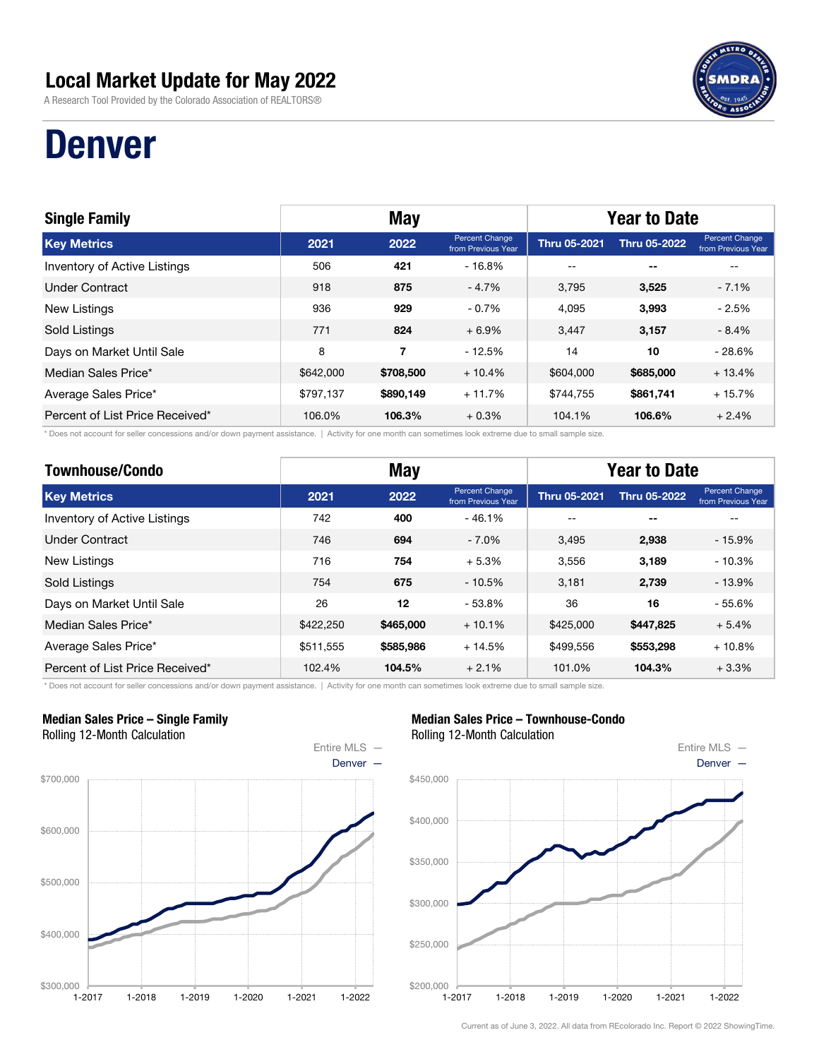# Local Market Update for May 2022

A Research Tool Provided by the Colorado Association of REALTORS®

# Denver

| Single Family | May | | | Year to Date | | |
|---|---|---|---|---|---|---|
| **Key Metrics** | **2021** | **2022** | **Percent Change from Previous Year** | **Thru 05-2021** | **Thru 05-2022** | **Percent Change from Previous Year** |
| Inventory of Active Listings | 506 | **421** | - 16.8% | -- | -- | -- |
| Under Contract | 918 | **875** | - 4.7% | 3,795 | **3,525** | - 7.1% |
| New Listings | 936 | **929** | - 0.7% | 4,095 | **3,993** | - 2.5% |
| Sold Listings | 771 | **824** | + 6.9% | 3,447 | **3,157** | - 8.4% |
| Days on Market Until Sale | 8 | **7** | - 12.5% | 14 | **10** | - 28.6% |
| Median Sales Price* | $642,000 | **$708,500** | + 10.4% | $604,000 | **$685,000** | + 13.4% |
| Average Sales Price* | $797,137 | **$890,149** | + 11.7% | $744,755 | **$861,741** | + 15.7% |
| Percent of List Price Received* | 106.0% | **106.3%** | + 0.3% | 104.1% | **106.6%** | + 2.4% |

\* Does not account for seller concessions and/or down payment assistance. | Activity for one month can sometimes look extreme due to small sample size.

| Townhouse/Condo | May | | | Year to Date | | |
|---|---|---|---|---|---|---|
| **Key Metrics** | **2021** | **2022** | **Percent Change from Previous Year** | **Thru 05-2021** | **Thru 05-2022** | **Percent Change from Previous Year** |
| Inventory of Active Listings | 742 | **400** | - 46.1% | -- | -- | -- |
| Under Contract | 746 | **694** | - 7.0% | 3,495 | **2,938** | - 15.9% |
| New Listings | 716 | **754** | + 5.3% | 3,556 | **3,189** | - 10.3% |
| Sold Listings | 754 | **675** | - 10.5% | 3,181 | **2,739** | - 13.9% |
| Days on Market Until Sale | 26 | **12** | - 53.8% | 36 | **16** | - 55.6% |
| Median Sales Price* | $422,250 | **$465,000** | + 10.1% | $425,000 | **$447,825** | + 5.4% |
| Average Sales Price* | $511,555 | **$585,986** | + 14.5% | $499,556 | **$553,298** | + 10.8% |
| Percent of List Price Received* | 102.4% | **104.5%** | + 2.1% | 101.0% | **104.3%** | + 3.3% |

\* Does not account for seller concessions and/or down payment assistance. | Activity for one month can sometimes look extreme due to small sample size.

**Median Sales Price – Single Family**
Rolling 12-Month Calculation

Entire MLS —
Denver —

**Median Sales Price – Townhouse-Condo**
Rolling 12-Month Calculation

Entire MLS —
Denver —

Current as of June 3, 2022. All data from REcolorado Inc. Report © 2022 ShowingTime.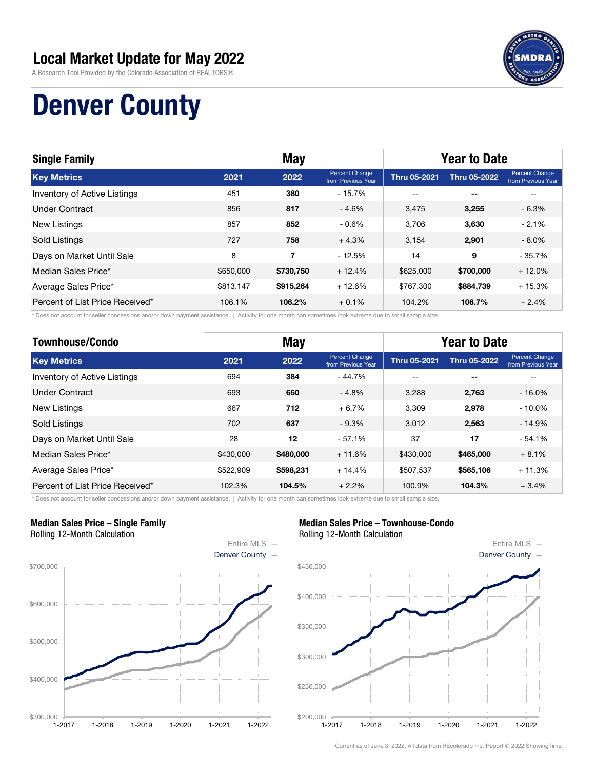# Local Market Update for May 2022

A Research Tool Provided by the Colorado Association of REALTORS®

# Denver County

| Single Family | May | | | Year to Date | | |
|---|---|---|---|---|---|---|
| Key Metrics | 2021 | 2022 | Percent Change from Previous Year | Thru 05-2021 | Thru 05-2022 | Percent Change from Previous Year |
| Inventory of Active Listings | 451 | **380** | - 15.7% | -- | -- | -- |
| Under Contract | 856 | **817** | - 4.6% | 3,475 | **3,255** | - 6.3% |
| New Listings | 857 | **852** | - 0.6% | 3,706 | **3,630** | - 2.1% |
| Sold Listings | 727 | **758** | + 4.3% | 3,154 | **2,901** | - 8.0% |
| Days on Market Until Sale | 8 | **7** | - 12.5% | 14 | **9** | - 35.7% |
| Median Sales Price* | $650,000 | **$730,750** | + 12.4% | $625,000 | **$700,000** | + 12.0% |
| Average Sales Price* | $813,147 | **$915,264** | + 12.6% | $767,300 | **$884,739** | + 15.3% |
| Percent of List Price Received* | 106.1% | **106.2%** | + 0.1% | 104.2% | **106.7%** | + 2.4% |

* Does not account for seller concessions and/or down payment assistance. | Activity for one month can sometimes look extreme due to small sample size.

| Townhouse/Condo | May | | | Year to Date | | |
|---|---|---|---|---|---|---|
| Key Metrics | 2021 | 2022 | Percent Change from Previous Year | Thru 05-2021 | Thru 05-2022 | Percent Change from Previous Year |
| Inventory of Active Listings | 694 | **384** | - 44.7% | -- | -- | -- |
| Under Contract | 693 | **660** | - 4.8% | 3,288 | **2,763** | - 16.0% |
| New Listings | 667 | **712** | + 6.7% | 3,309 | **2,978** | - 10.0% |
| Sold Listings | 702 | **637** | - 9.3% | 3,012 | **2,563** | - 14.9% |
| Days on Market Until Sale | 28 | **12** | - 57.1% | 37 | **17** | - 54.1% |
| Median Sales Price* | $430,000 | **$480,000** | + 11.6% | $430,000 | **$465,000** | + 8.1% |
| Average Sales Price* | $522,909 | **$598,231** | + 14.4% | $507,537 | **$565,106** | + 11.3% |
| Percent of List Price Received* | 102.3% | **104.5%** | + 2.2% | 100.9% | **104.3%** | + 3.4% |

* Does not account for seller concessions and/or down payment assistance. | Activity for one month can sometimes look extreme due to small sample size.

**Median Sales Price – Single Family**
Rolling 12-Month Calculation

**Median Sales Price – Townhouse-Condo**
Rolling 12-Month Calculation

Current as of June 3, 2022. All data from REcolorado Inc. Report © 2022 ShowingTime.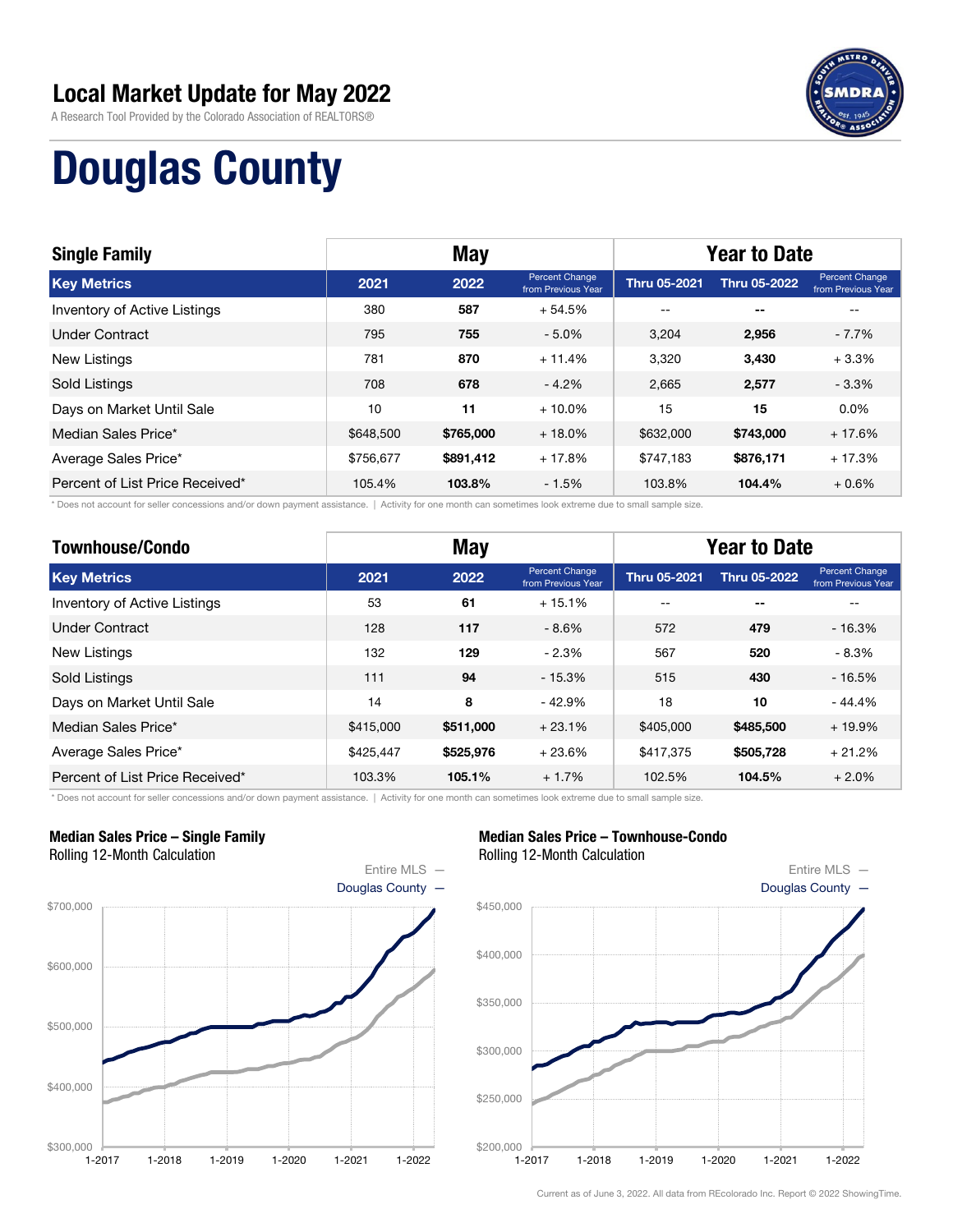# Local Market Update for May 2022

A Research Tool Provided by the Colorado Association of REALTORS®

# Douglas County

| Single Family | May | | | Year to Date | | |
|---|---|---|---|---|---|---|
| **Key Metrics** | **2021** | **2022** | **Percent Change from Previous Year** | **Thru 05-2021** | **Thru 05-2022** | **Percent Change from Previous Year** |
| Inventory of Active Listings | 380 | **587** | + 54.5% | -- | -- | -- |
| Under Contract | 795 | **755** | - 5.0% | 3,204 | **2,956** | - 7.7% |
| New Listings | 781 | **870** | + 11.4% | 3,320 | **3,430** | + 3.3% |
| Sold Listings | 708 | **678** | - 4.2% | 2,665 | **2,577** | - 3.3% |
| Days on Market Until Sale | 10 | **11** | + 10.0% | 15 | **15** | 0.0% |
| Median Sales Price* | $648,500 | **$765,000** | + 18.0% | $632,000 | **$743,000** | + 17.6% |
| Average Sales Price* | $756,677 | **$891,412** | + 17.8% | $747,183 | **$876,171** | + 17.3% |
| Percent of List Price Received* | 105.4% | **103.8%** | - 1.5% | 103.8% | **104.4%** | + 0.6% |

* Does not account for seller concessions and/or down payment assistance. | Activity for one month can sometimes look extreme due to small sample size.

| Townhouse/Condo | May | | | Year to Date | | |
|---|---|---|---|---|---|---|
| **Key Metrics** | **2021** | **2022** | **Percent Change from Previous Year** | **Thru 05-2021** | **Thru 05-2022** | **Percent Change from Previous Year** |
| Inventory of Active Listings | 53 | **61** | + 15.1% | -- | -- | -- |
| Under Contract | 128 | **117** | - 8.6% | 572 | **479** | - 16.3% |
| New Listings | 132 | **129** | - 2.3% | 567 | **520** | - 8.3% |
| Sold Listings | 111 | **94** | - 15.3% | 515 | **430** | - 16.5% |
| Days on Market Until Sale | 14 | **8** | - 42.9% | 18 | **10** | - 44.4% |
| Median Sales Price* | $415,000 | **$511,000** | + 23.1% | $405,000 | **$485,500** | + 19.9% |
| Average Sales Price* | $425,447 | **$525,976** | + 23.6% | $417,375 | **$505,728** | + 21.2% |
| Percent of List Price Received* | 103.3% | **105.1%** | + 1.7% | 102.5% | **104.5%** | + 2.0% |

* Does not account for seller concessions and/or down payment assistance. | Activity for one month can sometimes look extreme due to small sample size.

**Median Sales Price – Single Family**
Rolling 12-Month Calculation

**Median Sales Price – Townhouse-Condo**
Rolling 12-Month Calculation

Current as of June 3, 2022. All data from REcolorado Inc. Report © 2022 ShowingTime.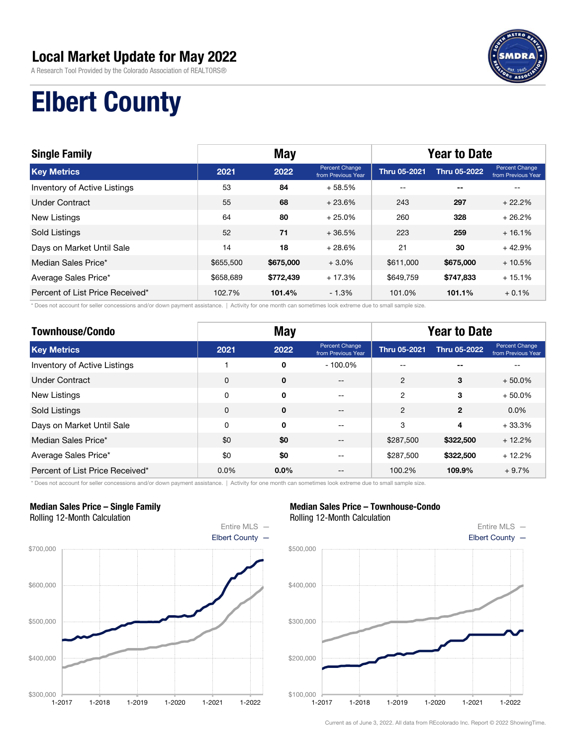# Local Market Update for May 2022

A Research Tool Provided by the Colorado Association of REALTORS®

# Elbert County

| Single Family | May | | | Year to Date | | |
|---|---|---|---|---|---|---|
| **Key Metrics** | **2021** | **2022** | **Percent Change from Previous Year** | **Thru 05-2021** | **Thru 05-2022** | **Percent Change from Previous Year** |
| Inventory of Active Listings | 53 | **84** | + 58.5% | -- | -- | -- |
| Under Contract | 55 | **68** | + 23.6% | 243 | **297** | + 22.2% |
| New Listings | 64 | **80** | + 25.0% | 260 | **328** | + 26.2% |
| Sold Listings | 52 | **71** | + 36.5% | 223 | **259** | + 16.1% |
| Days on Market Until Sale | 14 | **18** | + 28.6% | 21 | **30** | + 42.9% |
| Median Sales Price* | $655,500 | **$675,000** | + 3.0% | $611,000 | **$675,000** | + 10.5% |
| Average Sales Price* | $658,689 | **$772,439** | + 17.3% | $649,759 | **$747,833** | + 15.1% |
| Percent of List Price Received* | 102.7% | **101.4%** | - 1.3% | 101.0% | **101.1%** | + 0.1% |

* Does not account for seller concessions and/or down payment assistance. | Activity for one month can sometimes look extreme due to small sample size.

| Townhouse/Condo | May | | | Year to Date | | |
|---|---|---|---|---|---|---|
| **Key Metrics** | **2021** | **2022** | **Percent Change from Previous Year** | **Thru 05-2021** | **Thru 05-2022** | **Percent Change from Previous Year** |
| Inventory of Active Listings | 1 | **0** | - 100.0% | -- | -- | -- |
| Under Contract | 0 | **0** | -- | 2 | **3** | + 50.0% |
| New Listings | 0 | **0** | -- | 2 | **3** | + 50.0% |
| Sold Listings | 0 | **0** | -- | 2 | **2** | 0.0% |
| Days on Market Until Sale | 0 | **0** | -- | 3 | **4** | + 33.3% |
| Median Sales Price* | $0 | **$0** | -- | $287,500 | **$322,500** | + 12.2% |
| Average Sales Price* | $0 | **$0** | -- | $287,500 | **$322,500** | + 12.2% |
| Percent of List Price Received* | 0.0% | **0.0%** | -- | 100.2% | **109.9%** | + 9.7% |

* Does not account for seller concessions and/or down payment assistance. | Activity for one month can sometimes look extreme due to small sample size.

**Median Sales Price – Single Family**
Rolling 12-Month Calculation

**Median Sales Price – Townhouse-Condo**
Rolling 12-Month Calculation

Current as of June 3, 2022. All data from REcolorado Inc. Report © 2022 ShowingTime.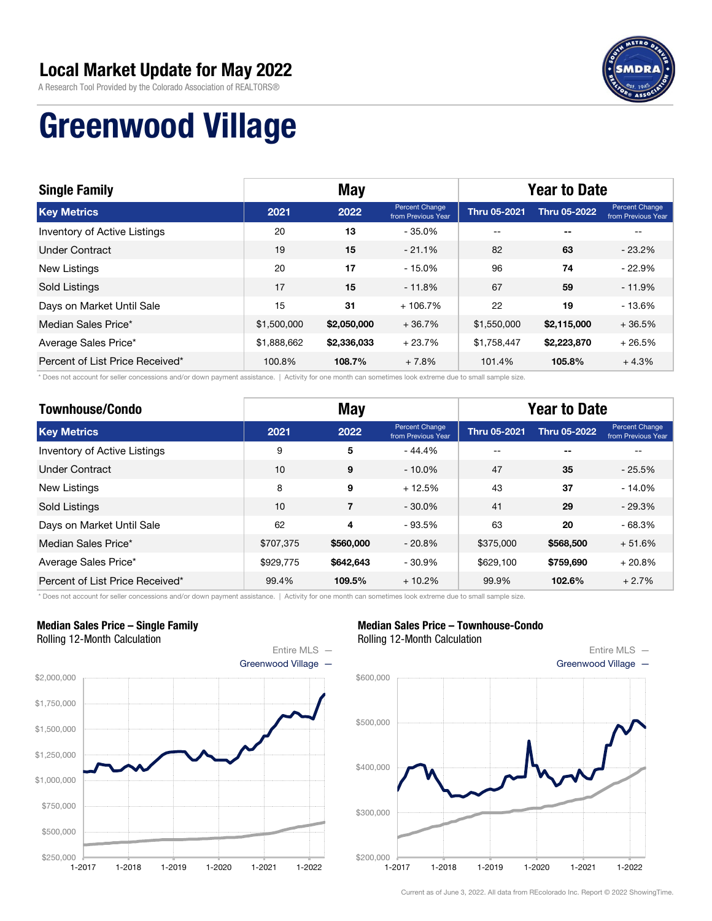# Local Market Update for May 2022

A Research Tool Provided by the Colorado Association of REALTORS®

# Greenwood Village

| Single Family | May | | | Year to Date | | |
|---|---|---|---|---|---|---|
| **Key Metrics** | **2021** | **2022** | **Percent Change from Previous Year** | **Thru 05-2021** | **Thru 05-2022** | **Percent Change from Previous Year** |
| Inventory of Active Listings | 20 | **13** | - 35.0% | -- | **--** | -- |
| Under Contract | 19 | **15** | - 21.1% | 82 | **63** | - 23.2% |
| New Listings | 20 | **17** | - 15.0% | 96 | **74** | - 22.9% |
| Sold Listings | 17 | **15** | - 11.8% | 67 | **59** | - 11.9% |
| Days on Market Until Sale | 15 | **31** | + 106.7% | 22 | **19** | - 13.6% |
| Median Sales Price* | $1,500,000 | **$2,050,000** | + 36.7% | $1,550,000 | **$2,115,000** | + 36.5% |
| Average Sales Price* | $1,888,662 | **$2,336,033** | + 23.7% | $1,758,447 | **$2,223,870** | + 26.5% |
| Percent of List Price Received* | 100.8% | **108.7%** | + 7.8% | 101.4% | **105.8%** | + 4.3% |

\* Does not account for seller concessions and/or down payment assistance. | Activity for one month can sometimes look extreme due to small sample size.

| Townhouse/Condo | May | | | Year to Date | | |
|---|---|---|---|---|---|---|
| **Key Metrics** | **2021** | **2022** | **Percent Change from Previous Year** | **Thru 05-2021** | **Thru 05-2022** | **Percent Change from Previous Year** |
| Inventory of Active Listings | 9 | **5** | - 44.4% | -- | **--** | -- |
| Under Contract | 10 | **9** | - 10.0% | 47 | **35** | - 25.5% |
| New Listings | 8 | **9** | + 12.5% | 43 | **37** | - 14.0% |
| Sold Listings | 10 | **7** | - 30.0% | 41 | **29** | - 29.3% |
| Days on Market Until Sale | 62 | **4** | - 93.5% | 63 | **20** | - 68.3% |
| Median Sales Price* | $707,375 | **$560,000** | - 20.8% | $375,000 | **$568,500** | + 51.6% |
| Average Sales Price* | $929,775 | **$642,643** | - 30.9% | $629,100 | **$759,690** | + 20.8% |
| Percent of List Price Received* | 99.4% | **109.5%** | + 10.2% | 99.9% | **102.6%** | + 2.7% |

\* Does not account for seller concessions and/or down payment assistance. | Activity for one month can sometimes look extreme due to small sample size.

**Median Sales Price – Single Family**
Rolling 12-Month Calculation

Entire MLS —
Greenwood Village —

**Median Sales Price – Townhouse-Condo**
Rolling 12-Month Calculation

Entire MLS —
Greenwood Village —

Current as of June 3, 2022. All data from REcolorado Inc. Report © 2022 ShowingTime.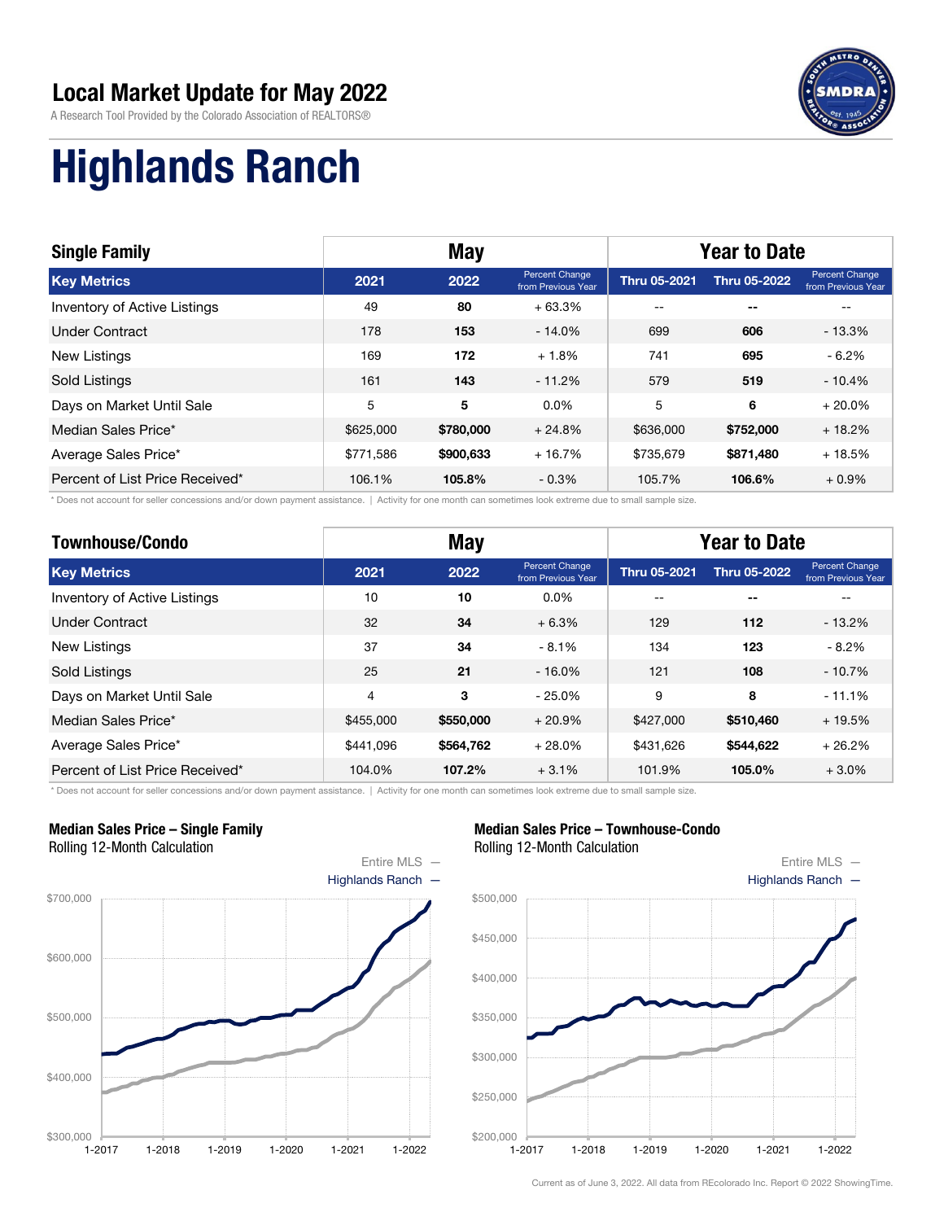# Local Market Update for May 2022

A Research Tool Provided by the Colorado Association of REALTORS®

# Highlands Ranch

| Single Family | May | | | Year to Date | | |
|---|---|---|---|---|---|---|
| **Key Metrics** | **2021** | **2022** | **Percent Change from Previous Year** | **Thru 05-2021** | **Thru 05-2022** | **Percent Change from Previous Year** |
| Inventory of Active Listings | 49 | **80** | + 63.3% | -- | **--** | -- |
| Under Contract | 178 | **153** | - 14.0% | 699 | **606** | - 13.3% |
| New Listings | 169 | **172** | + 1.8% | 741 | **695** | - 6.2% |
| Sold Listings | 161 | **143** | - 11.2% | 579 | **519** | - 10.4% |
| Days on Market Until Sale | 5 | **5** | 0.0% | 5 | **6** | + 20.0% |
| Median Sales Price* | $625,000 | **$780,000** | + 24.8% | $636,000 | **$752,000** | + 18.2% |
| Average Sales Price* | $771,586 | **$900,633** | + 16.7% | $735,679 | **$871,480** | + 18.5% |
| Percent of List Price Received* | 106.1% | **105.8%** | - 0.3% | 105.7% | **106.6%** | + 0.9% |

* Does not account for seller concessions and/or down payment assistance. | Activity for one month can sometimes look extreme due to small sample size.

| Townhouse/Condo | May | | | Year to Date | | |
|---|---|---|---|---|---|---|
| **Key Metrics** | **2021** | **2022** | **Percent Change from Previous Year** | **Thru 05-2021** | **Thru 05-2022** | **Percent Change from Previous Year** |
| Inventory of Active Listings | 10 | **10** | 0.0% | -- | **--** | -- |
| Under Contract | 32 | **34** | + 6.3% | 129 | **112** | - 13.2% |
| New Listings | 37 | **34** | - 8.1% | 134 | **123** | - 8.2% |
| Sold Listings | 25 | **21** | - 16.0% | 121 | **108** | - 10.7% |
| Days on Market Until Sale | 4 | **3** | - 25.0% | 9 | **8** | - 11.1% |
| Median Sales Price* | $455,000 | **$550,000** | + 20.9% | $427,000 | **$510,460** | + 19.5% |
| Average Sales Price* | $441,096 | **$564,762** | + 28.0% | $431,626 | **$544,622** | + 26.2% |
| Percent of List Price Received* | 104.0% | **107.2%** | + 3.1% | 101.9% | **105.0%** | + 3.0% |

* Does not account for seller concessions and/or down payment assistance. | Activity for one month can sometimes look extreme due to small sample size.

**Median Sales Price – Single Family**
Rolling 12-Month Calculation

**Median Sales Price – Townhouse-Condo**
Rolling 12-Month Calculation

Current as of June 3, 2022. All data from REcolorado Inc. Report © 2022 ShowingTime.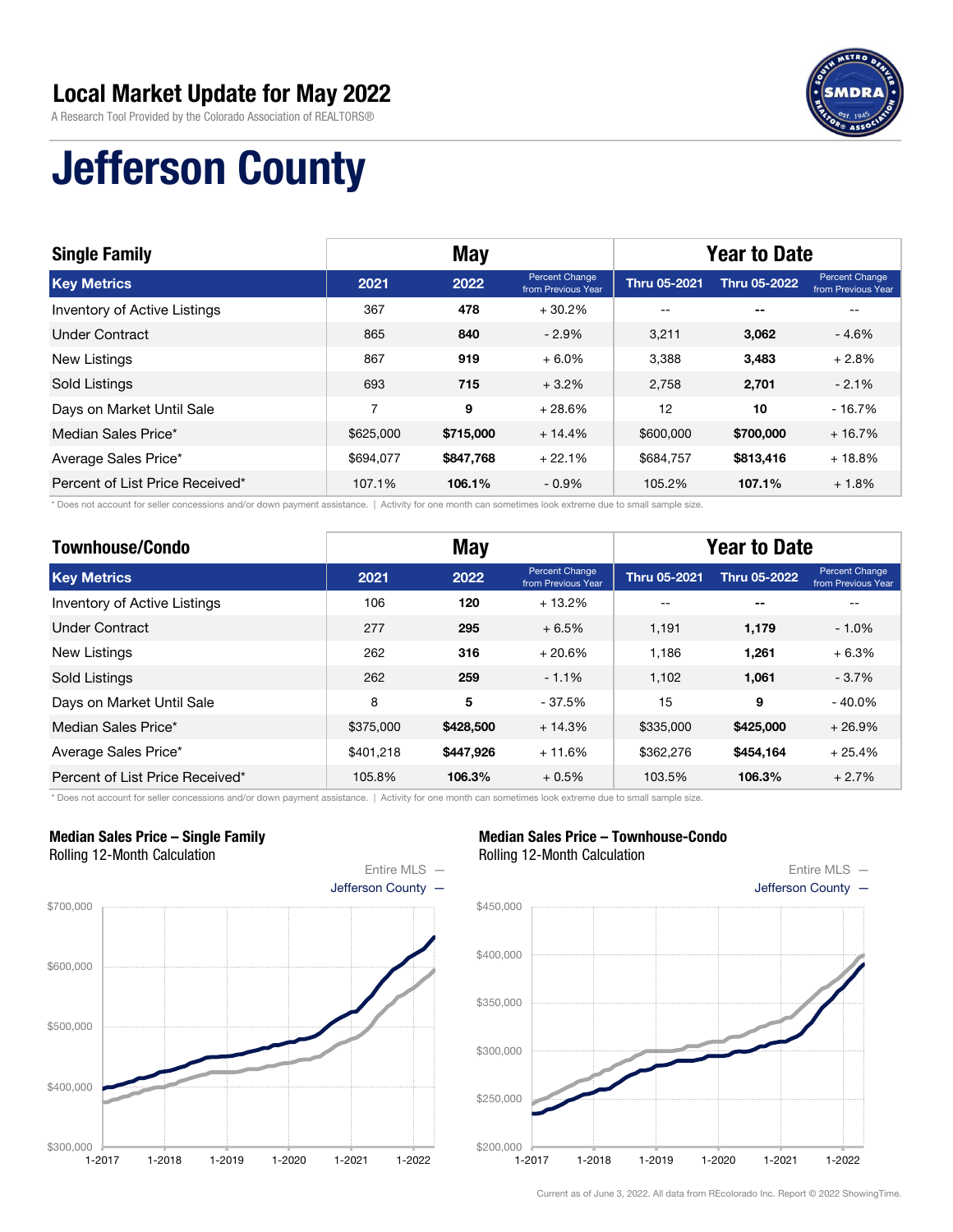# Local Market Update for May 2022

A Research Tool Provided by the Colorado Association of REALTORS®

# Jefferson County

| Single Family | May | | | Year to Date | | |
|---|---|---|---|---|---|---|
| Key Metrics | 2021 | 2022 | Percent Change from Previous Year | Thru 05-2021 | Thru 05-2022 | Percent Change from Previous Year |
| Inventory of Active Listings | 367 | **478** | + 30.2% | -- | -- | -- |
| Under Contract | 865 | **840** | - 2.9% | 3,211 | **3,062** | - 4.6% |
| New Listings | 867 | **919** | + 6.0% | 3,388 | **3,483** | + 2.8% |
| Sold Listings | 693 | **715** | + 3.2% | 2,758 | **2,701** | - 2.1% |
| Days on Market Until Sale | 7 | **9** | + 28.6% | 12 | **10** | - 16.7% |
| Median Sales Price* | $625,000 | **$715,000** | + 14.4% | $600,000 | **$700,000** | + 16.7% |
| Average Sales Price* | $694,077 | **$847,768** | + 22.1% | $684,757 | **$813,416** | + 18.8% |
| Percent of List Price Received* | 107.1% | **106.1%** | - 0.9% | 105.2% | **107.1%** | + 1.8% |

* Does not account for seller concessions and/or down payment assistance. | Activity for one month can sometimes look extreme due to small sample size.

| Townhouse/Condo | May | | | Year to Date | | |
|---|---|---|---|---|---|---|
| Key Metrics | 2021 | 2022 | Percent Change from Previous Year | Thru 05-2021 | Thru 05-2022 | Percent Change from Previous Year |
| Inventory of Active Listings | 106 | **120** | + 13.2% | -- | -- | -- |
| Under Contract | 277 | **295** | + 6.5% | 1,191 | **1,179** | - 1.0% |
| New Listings | 262 | **316** | + 20.6% | 1,186 | **1,261** | + 6.3% |
| Sold Listings | 262 | **259** | - 1.1% | 1,102 | **1,061** | - 3.7% |
| Days on Market Until Sale | 8 | **5** | - 37.5% | 15 | **9** | - 40.0% |
| Median Sales Price* | $375,000 | **$428,500** | + 14.3% | $335,000 | **$425,000** | + 26.9% |
| Average Sales Price* | $401,218 | **$447,926** | + 11.6% | $362,276 | **$454,164** | + 25.4% |
| Percent of List Price Received* | 105.8% | **106.3%** | + 0.5% | 103.5% | **106.3%** | + 2.7% |

* Does not account for seller concessions and/or down payment assistance. | Activity for one month can sometimes look extreme due to small sample size.

**Median Sales Price – Single Family**
Rolling 12-Month Calculation

Entire MLS —
Jefferson County —

**Median Sales Price – Townhouse-Condo**
Rolling 12-Month Calculation

Entire MLS —
Jefferson County —

Current as of June 3, 2022. All data from REcolorado Inc. Report © 2022 ShowingTime.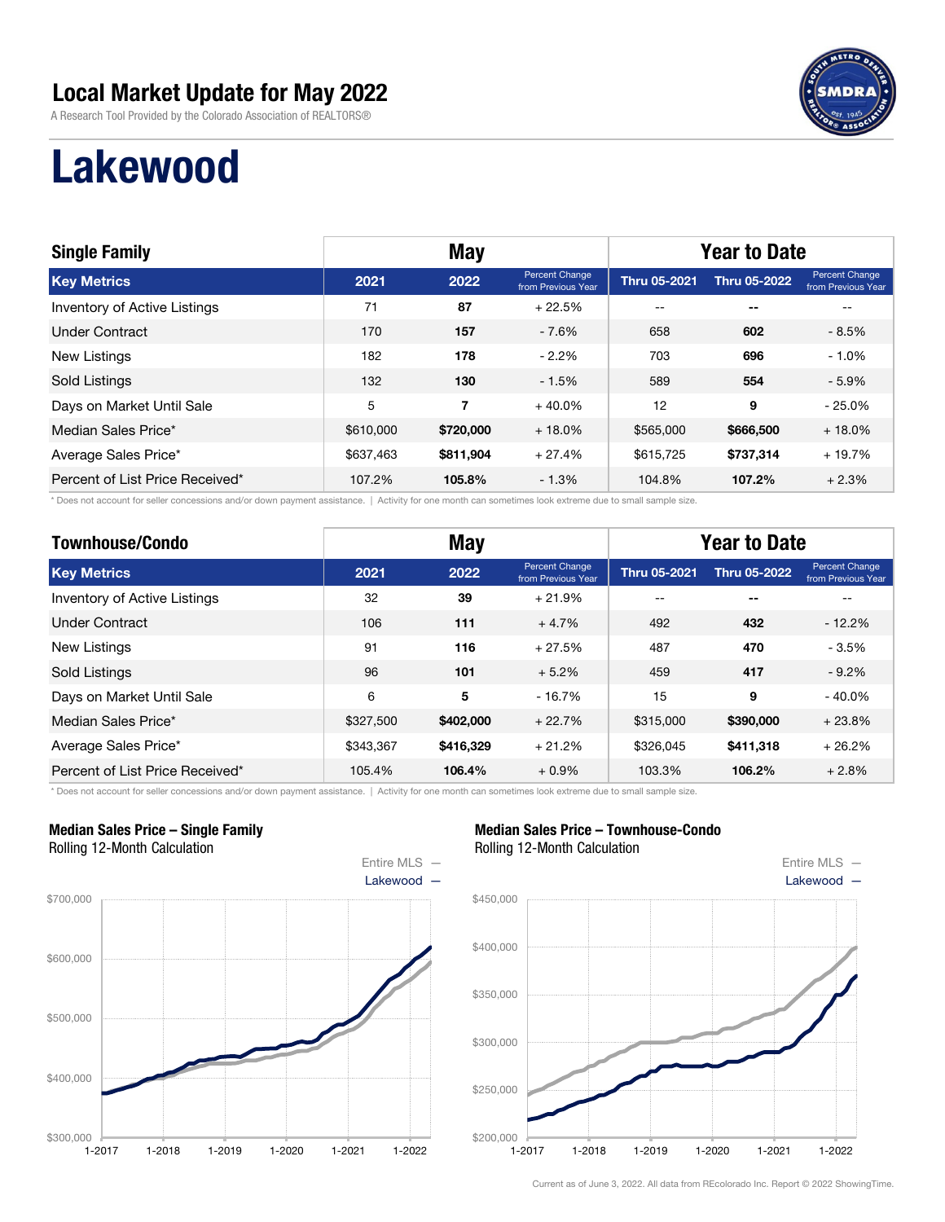# Local Market Update for May 2022

A Research Tool Provided by the Colorado Association of REALTORS®

# Lakewood

| Single Family | May | | | Year to Date | | |
|---|---|---|---|---|---|---|
| **Key Metrics** | **2021** | **2022** | **Percent Change from Previous Year** | **Thru 05-2021** | **Thru 05-2022** | **Percent Change from Previous Year** |
| Inventory of Active Listings | 71 | **87** | + 22.5% | -- | **--** | -- |
| Under Contract | 170 | **157** | - 7.6% | 658 | **602** | - 8.5% |
| New Listings | 182 | **178** | - 2.2% | 703 | **696** | - 1.0% |
| Sold Listings | 132 | **130** | - 1.5% | 589 | **554** | - 5.9% |
| Days on Market Until Sale | 5 | **7** | + 40.0% | 12 | **9** | - 25.0% |
| Median Sales Price* | $610,000 | **$720,000** | + 18.0% | $565,000 | **$666,500** | + 18.0% |
| Average Sales Price* | $637,463 | **$811,904** | + 27.4% | $615,725 | **$737,314** | + 19.7% |
| Percent of List Price Received* | 107.2% | **105.8%** | - 1.3% | 104.8% | **107.2%** | + 2.3% |

* Does not account for seller concessions and/or down payment assistance. | Activity for one month can sometimes look extreme due to small sample size.

| Townhouse/Condo | May | | | Year to Date | | |
|---|---|---|---|---|---|---|
| **Key Metrics** | **2021** | **2022** | **Percent Change from Previous Year** | **Thru 05-2021** | **Thru 05-2022** | **Percent Change from Previous Year** |
| Inventory of Active Listings | 32 | **39** | + 21.9% | -- | **--** | -- |
| Under Contract | 106 | **111** | + 4.7% | 492 | **432** | - 12.2% |
| New Listings | 91 | **116** | + 27.5% | 487 | **470** | - 3.5% |
| Sold Listings | 96 | **101** | + 5.2% | 459 | **417** | - 9.2% |
| Days on Market Until Sale | 6 | **5** | - 16.7% | 15 | **9** | - 40.0% |
| Median Sales Price* | $327,500 | **$402,000** | + 22.7% | $315,000 | **$390,000** | + 23.8% |
| Average Sales Price* | $343,367 | **$416,329** | + 21.2% | $326,045 | **$411,318** | + 26.2% |
| Percent of List Price Received* | 105.4% | **106.4%** | + 0.9% | 103.3% | **106.2%** | + 2.8% |

* Does not account for seller concessions and/or down payment assistance. | Activity for one month can sometimes look extreme due to small sample size.

**Median Sales Price – Single Family**
Rolling 12-Month Calculation

Entire MLS —
Lakewood —

**Median Sales Price – Townhouse-Condo**
Rolling 12-Month Calculation

Entire MLS —
Lakewood —

Current as of June 3, 2022. All data from REcolorado Inc. Report © 2022 ShowingTime.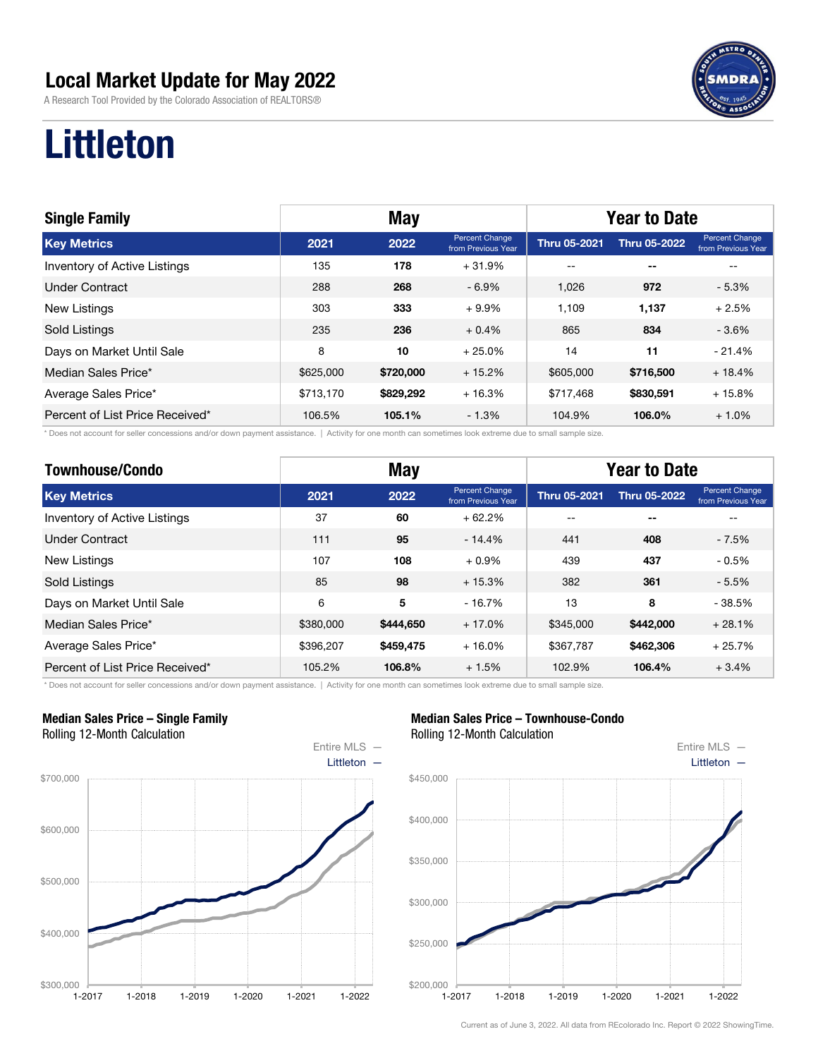# Local Market Update for May 2022

A Research Tool Provided by the Colorado Association of REALTORS®

# Littleton

| Single Family | May | | | Year to Date | | |
|---|---|---|---|---|---|---|
| **Key Metrics** | **2021** | **2022** | **Percent Change from Previous Year** | **Thru 05-2021** | **Thru 05-2022** | **Percent Change from Previous Year** |
| Inventory of Active Listings | 135 | **178** | + 31.9% | -- | **--** | -- |
| Under Contract | 288 | **268** | - 6.9% | 1,026 | **972** | - 5.3% |
| New Listings | 303 | **333** | + 9.9% | 1,109 | **1,137** | + 2.5% |
| Sold Listings | 235 | **236** | + 0.4% | 865 | **834** | - 3.6% |
| Days on Market Until Sale | 8 | **10** | + 25.0% | 14 | **11** | - 21.4% |
| Median Sales Price* | $625,000 | **$720,000** | + 15.2% | $605,000 | **$716,500** | + 18.4% |
| Average Sales Price* | $713,170 | **$829,292** | + 16.3% | $717,468 | **$830,591** | + 15.8% |
| Percent of List Price Received* | 106.5% | **105.1%** | - 1.3% | 104.9% | **106.0%** | + 1.0% |

\* Does not account for seller concessions and/or down payment assistance. | Activity for one month can sometimes look extreme due to small sample size.

| Townhouse/Condo | May | | | Year to Date | | |
|---|---|---|---|---|---|---|
| **Key Metrics** | **2021** | **2022** | **Percent Change from Previous Year** | **Thru 05-2021** | **Thru 05-2022** | **Percent Change from Previous Year** |
| Inventory of Active Listings | 37 | **60** | + 62.2% | -- | **--** | -- |
| Under Contract | 111 | **95** | - 14.4% | 441 | **408** | - 7.5% |
| New Listings | 107 | **108** | + 0.9% | 439 | **437** | - 0.5% |
| Sold Listings | 85 | **98** | + 15.3% | 382 | **361** | - 5.5% |
| Days on Market Until Sale | 6 | **5** | - 16.7% | 13 | **8** | - 38.5% |
| Median Sales Price* | $380,000 | **$444,650** | + 17.0% | $345,000 | **$442,000** | + 28.1% |
| Average Sales Price* | $396,207 | **$459,475** | + 16.0% | $367,787 | **$462,306** | + 25.7% |
| Percent of List Price Received* | 105.2% | **106.8%** | + 1.5% | 102.9% | **106.4%** | + 3.4% |

\* Does not account for seller concessions and/or down payment assistance. | Activity for one month can sometimes look extreme due to small sample size.

**Median Sales Price – Single Family**
Rolling 12-Month Calculation

Entire MLS —
Littleton —

**Median Sales Price – Townhouse-Condo**
Rolling 12-Month Calculation

Entire MLS —
Littleton —

Current as of June 3, 2022. All data from REcolorado Inc. Report © 2022 ShowingTime.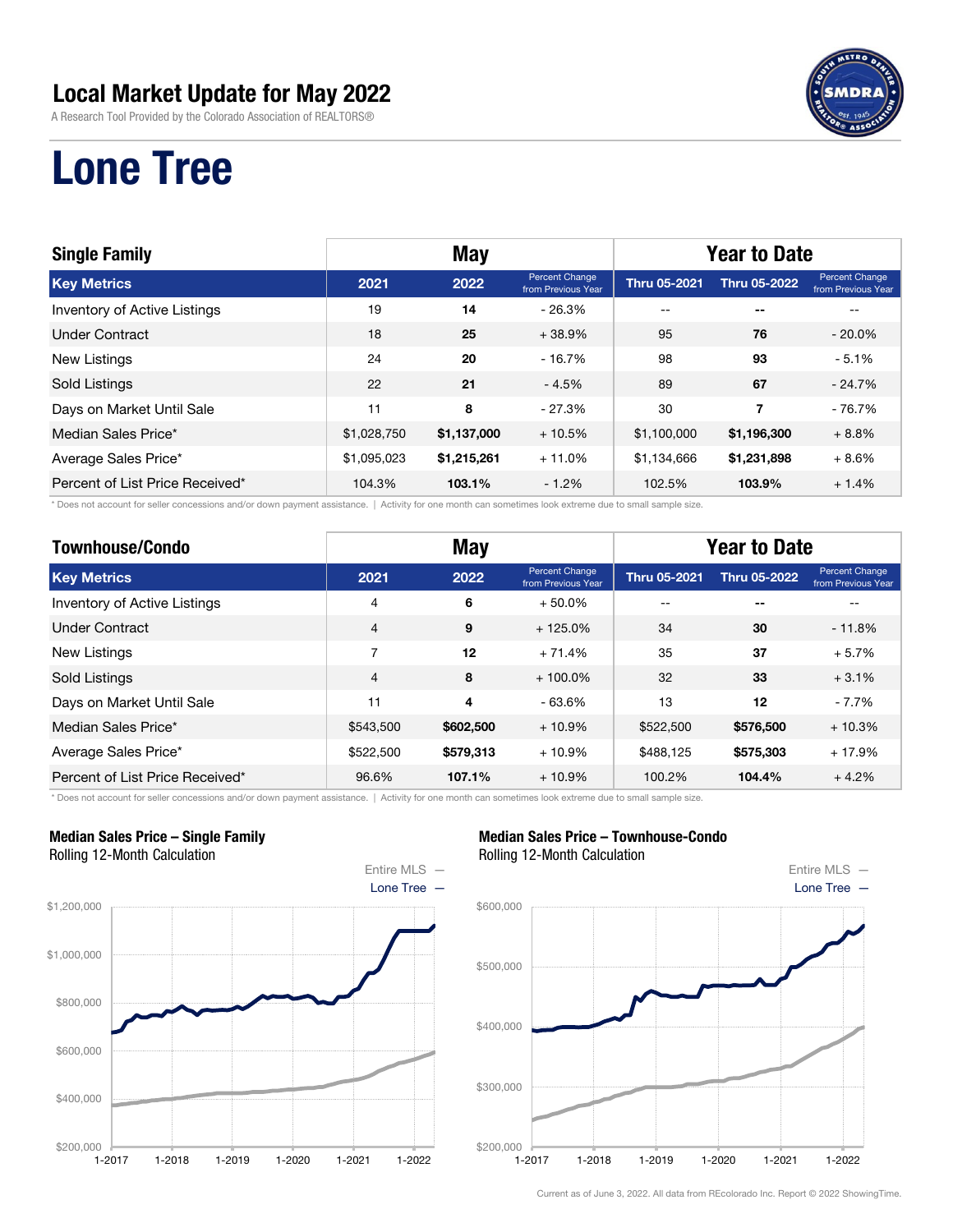# Local Market Update for May 2022

A Research Tool Provided by the Colorado Association of REALTORS®

# Lone Tree

| Single Family | May | | | Year to Date | | |
|---|---|---|---|---|---|---|
| **Key Metrics** | **2021** | **2022** | **Percent Change from Previous Year** | **Thru 05-2021** | **Thru 05-2022** | **Percent Change from Previous Year** |
| Inventory of Active Listings | 19 | **14** | - 26.3% | -- | **--** | -- |
| Under Contract | 18 | **25** | + 38.9% | 95 | **76** | - 20.0% |
| New Listings | 24 | **20** | - 16.7% | 98 | **93** | - 5.1% |
| Sold Listings | 22 | **21** | - 4.5% | 89 | **67** | - 24.7% |
| Days on Market Until Sale | 11 | **8** | - 27.3% | 30 | **7** | - 76.7% |
| Median Sales Price* | $1,028,750 | **$1,137,000** | + 10.5% | $1,100,000 | **$1,196,300** | + 8.8% |
| Average Sales Price* | $1,095,023 | **$1,215,261** | + 11.0% | $1,134,666 | **$1,231,898** | + 8.6% |
| Percent of List Price Received* | 104.3% | **103.1%** | - 1.2% | 102.5% | **103.9%** | + 1.4% |

\* Does not account for seller concessions and/or down payment assistance. | Activity for one month can sometimes look extreme due to small sample size.

| Townhouse/Condo | May | | | Year to Date | | |
|---|---|---|---|---|---|---|
| **Key Metrics** | **2021** | **2022** | **Percent Change from Previous Year** | **Thru 05-2021** | **Thru 05-2022** | **Percent Change from Previous Year** |
| Inventory of Active Listings | 4 | **6** | + 50.0% | -- | **--** | -- |
| Under Contract | 4 | **9** | + 125.0% | 34 | **30** | - 11.8% |
| New Listings | 7 | **12** | + 71.4% | 35 | **37** | + 5.7% |
| Sold Listings | 4 | **8** | + 100.0% | 32 | **33** | + 3.1% |
| Days on Market Until Sale | 11 | **4** | - 63.6% | 13 | **12** | - 7.7% |
| Median Sales Price* | $543,500 | **$602,500** | + 10.9% | $522,500 | **$576,500** | + 10.3% |
| Average Sales Price* | $522,500 | **$579,313** | + 10.9% | $488,125 | **$575,303** | + 17.9% |
| Percent of List Price Received* | 96.6% | **107.1%** | + 10.9% | 100.2% | **104.4%** | + 4.2% |

\* Does not account for seller concessions and/or down payment assistance. | Activity for one month can sometimes look extreme due to small sample size.

**Median Sales Price – Single Family**
Rolling 12-Month Calculation

Entire MLS — Lone Tree —

**Median Sales Price – Townhouse-Condo**
Rolling 12-Month Calculation

Entire MLS — Lone Tree —

Current as of June 3, 2022. All data from REcolorado Inc. Report © 2022 ShowingTime.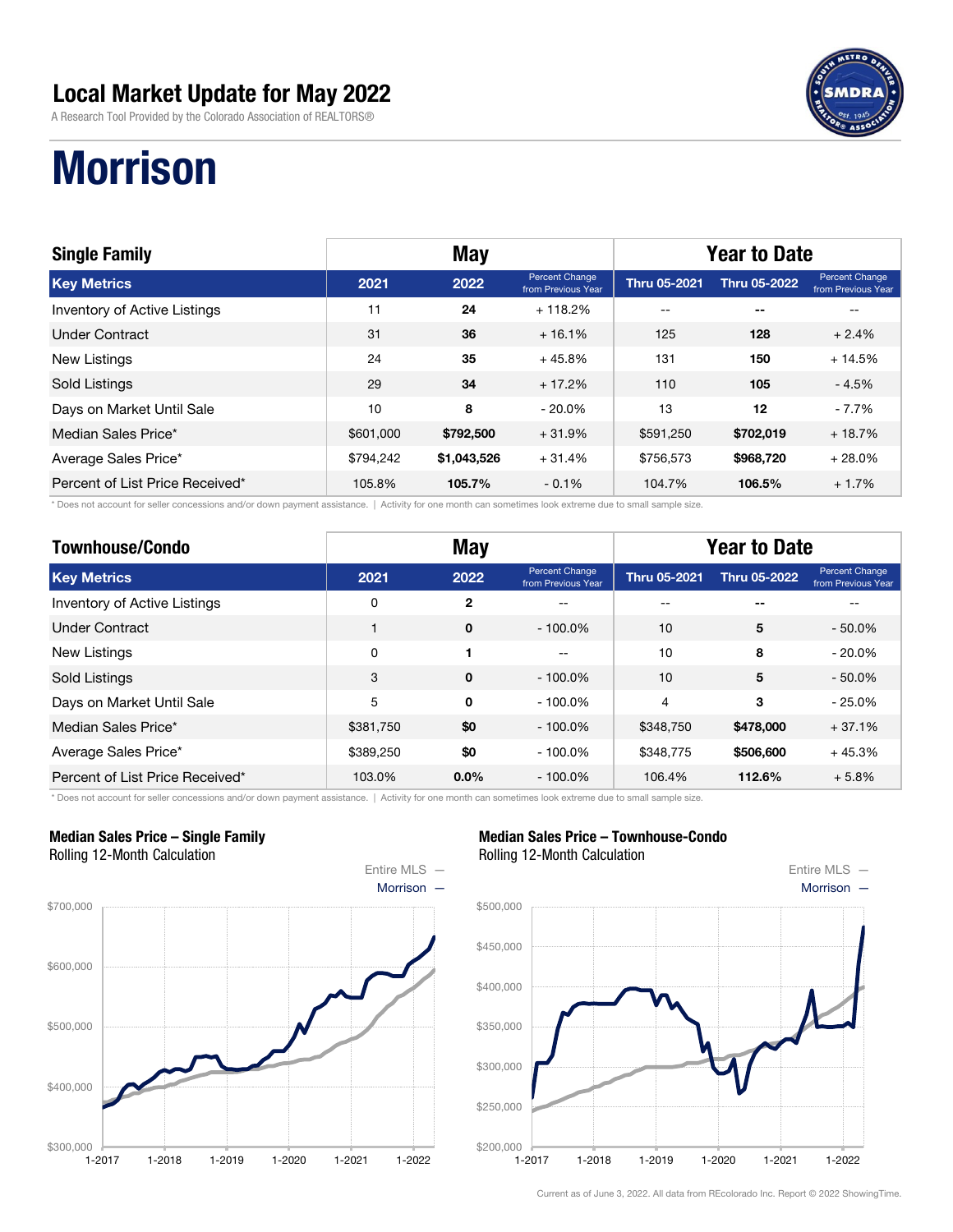# Local Market Update for May 2022

A Research Tool Provided by the Colorado Association of REALTORS®

# Morrison

## Single Family

| Key Metrics | May 2021 | May 2022 | Percent Change from Previous Year | Thru 05-2021 | Thru 05-2022 | Percent Change from Previous Year |
|---|---|---|---|---|---|---|
| Inventory of Active Listings | 11 | **24** | + 118.2% | -- | -- | -- |
| Under Contract | 31 | **36** | + 16.1% | 125 | **128** | + 2.4% |
| New Listings | 24 | **35** | + 45.8% | 131 | **150** | + 14.5% |
| Sold Listings | 29 | **34** | + 17.2% | 110 | **105** | - 4.5% |
| Days on Market Until Sale | 10 | **8** | - 20.0% | 13 | **12** | - 7.7% |
| Median Sales Price* | $601,000 | **$792,500** | + 31.9% | $591,250 | **$702,019** | + 18.7% |
| Average Sales Price* | $794,242 | **$1,043,526** | + 31.4% | $756,573 | **$968,720** | + 28.0% |
| Percent of List Price Received* | 105.8% | **105.7%** | - 0.1% | 104.7% | **106.5%** | + 1.7% |

\* Does not account for seller concessions and/or down payment assistance. | Activity for one month can sometimes look extreme due to small sample size.

## Townhouse/Condo

| Key Metrics | May 2021 | May 2022 | Percent Change from Previous Year | Thru 05-2021 | Thru 05-2022 | Percent Change from Previous Year |
|---|---|---|---|---|---|---|
| Inventory of Active Listings | 0 | **2** | -- | -- | -- | -- |
| Under Contract | 1 | **0** | - 100.0% | 10 | **5** | - 50.0% |
| New Listings | 0 | **1** | -- | 10 | **8** | - 20.0% |
| Sold Listings | 3 | **0** | - 100.0% | 10 | **5** | - 50.0% |
| Days on Market Until Sale | 5 | **0** | - 100.0% | 4 | **3** | - 25.0% |
| Median Sales Price* | $381,750 | **$0** | - 100.0% | $348,750 | **$478,000** | + 37.1% |
| Average Sales Price* | $389,250 | **$0** | - 100.0% | $348,775 | **$506,600** | + 45.3% |
| Percent of List Price Received* | 103.0% | **0.0%** | - 100.0% | 106.4% | **112.6%** | + 5.8% |

\* Does not account for seller concessions and/or down payment assistance. | Activity for one month can sometimes look extreme due to small sample size.

**Median Sales Price – Single Family**
Rolling 12-Month Calculation

**Median Sales Price – Townhouse-Condo**
Rolling 12-Month Calculation

Current as of June 3, 2022. All data from REcolorado Inc. Report © 2022 ShowingTime.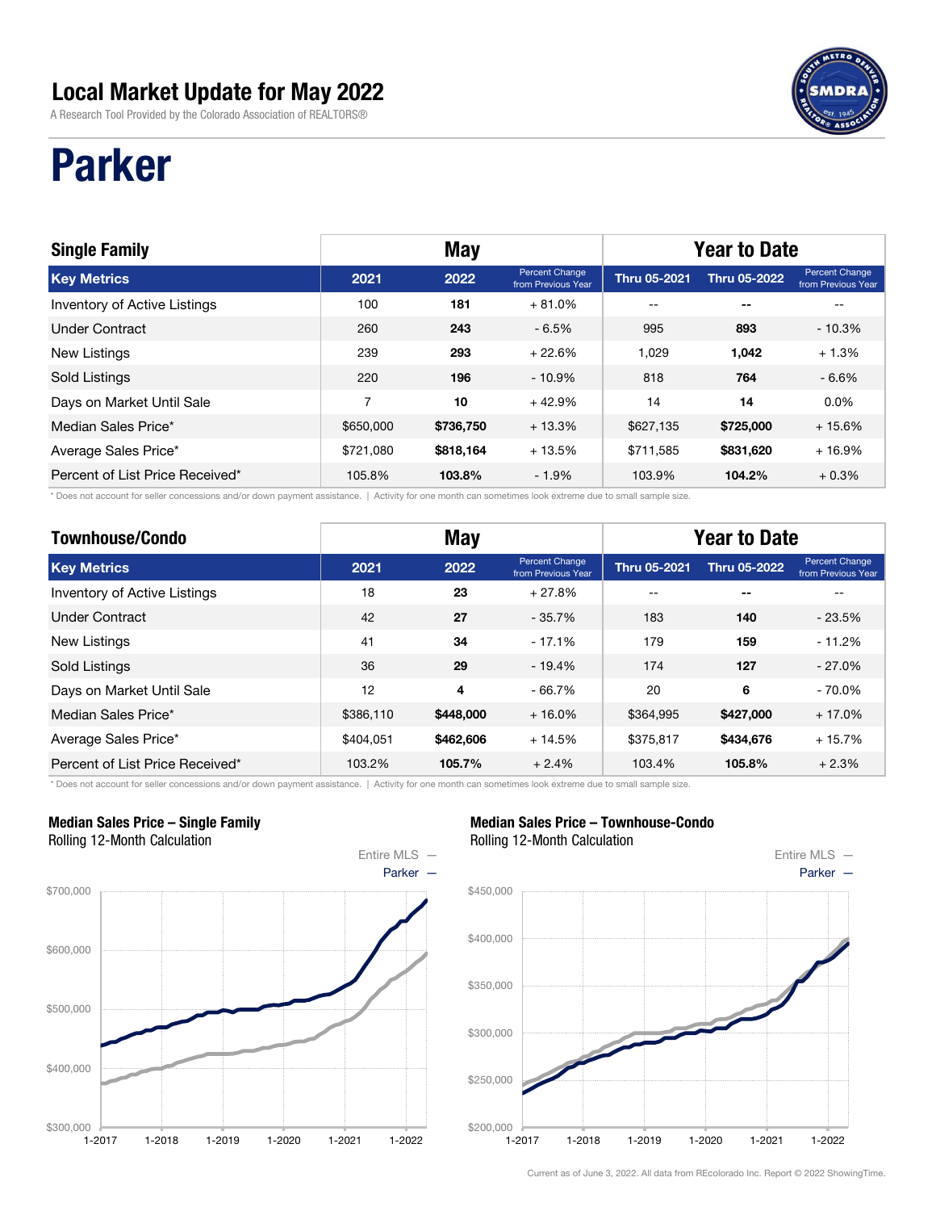# Local Market Update for May 2022

A Research Tool Provided by the Colorado Association of REALTORS®

# Parker

| Single Family | May | | | Year to Date | | |
|---|---|---|---|---|---|---|
| **Key Metrics** | **2021** | **2022** | **Percent Change from Previous Year** | **Thru 05-2021** | **Thru 05-2022** | **Percent Change from Previous Year** |
| Inventory of Active Listings | 100 | **181** | + 81.0% | -- | **--** | -- |
| Under Contract | 260 | **243** | - 6.5% | 995 | **893** | - 10.3% |
| New Listings | 239 | **293** | + 22.6% | 1,029 | **1,042** | + 1.3% |
| Sold Listings | 220 | **196** | - 10.9% | 818 | **764** | - 6.6% |
| Days on Market Until Sale | 7 | **10** | + 42.9% | 14 | **14** | 0.0% |
| Median Sales Price* | $650,000 | **$736,750** | + 13.3% | $627,135 | **$725,000** | + 15.6% |
| Average Sales Price* | $721,080 | **$818,164** | + 13.5% | $711,585 | **$831,620** | + 16.9% |
| Percent of List Price Received* | 105.8% | **103.8%** | - 1.9% | 103.9% | **104.2%** | + 0.3% |

\* Does not account for seller concessions and/or down payment assistance. | Activity for one month can sometimes look extreme due to small sample size.

| Townhouse/Condo | May | | | Year to Date | | |
|---|---|---|---|---|---|---|
| **Key Metrics** | **2021** | **2022** | **Percent Change from Previous Year** | **Thru 05-2021** | **Thru 05-2022** | **Percent Change from Previous Year** |
| Inventory of Active Listings | 18 | **23** | + 27.8% | -- | **--** | -- |
| Under Contract | 42 | **27** | - 35.7% | 183 | **140** | - 23.5% |
| New Listings | 41 | **34** | - 17.1% | 179 | **159** | - 11.2% |
| Sold Listings | 36 | **29** | - 19.4% | 174 | **127** | - 27.0% |
| Days on Market Until Sale | 12 | **4** | - 66.7% | 20 | **6** | - 70.0% |
| Median Sales Price* | $386,110 | **$448,000** | + 16.0% | $364,995 | **$427,000** | + 17.0% |
| Average Sales Price* | $404,051 | **$462,606** | + 14.5% | $375,817 | **$434,676** | + 15.7% |
| Percent of List Price Received* | 103.2% | **105.7%** | + 2.4% | 103.4% | **105.8%** | + 2.3% |

\* Does not account for seller concessions and/or down payment assistance. | Activity for one month can sometimes look extreme due to small sample size.

**Median Sales Price – Single Family**
Rolling 12-Month Calculation

**Median Sales Price – Townhouse-Condo**
Rolling 12-Month Calculation

Current as of June 3, 2022. All data from REcolorado Inc. Report © 2022 ShowingTime.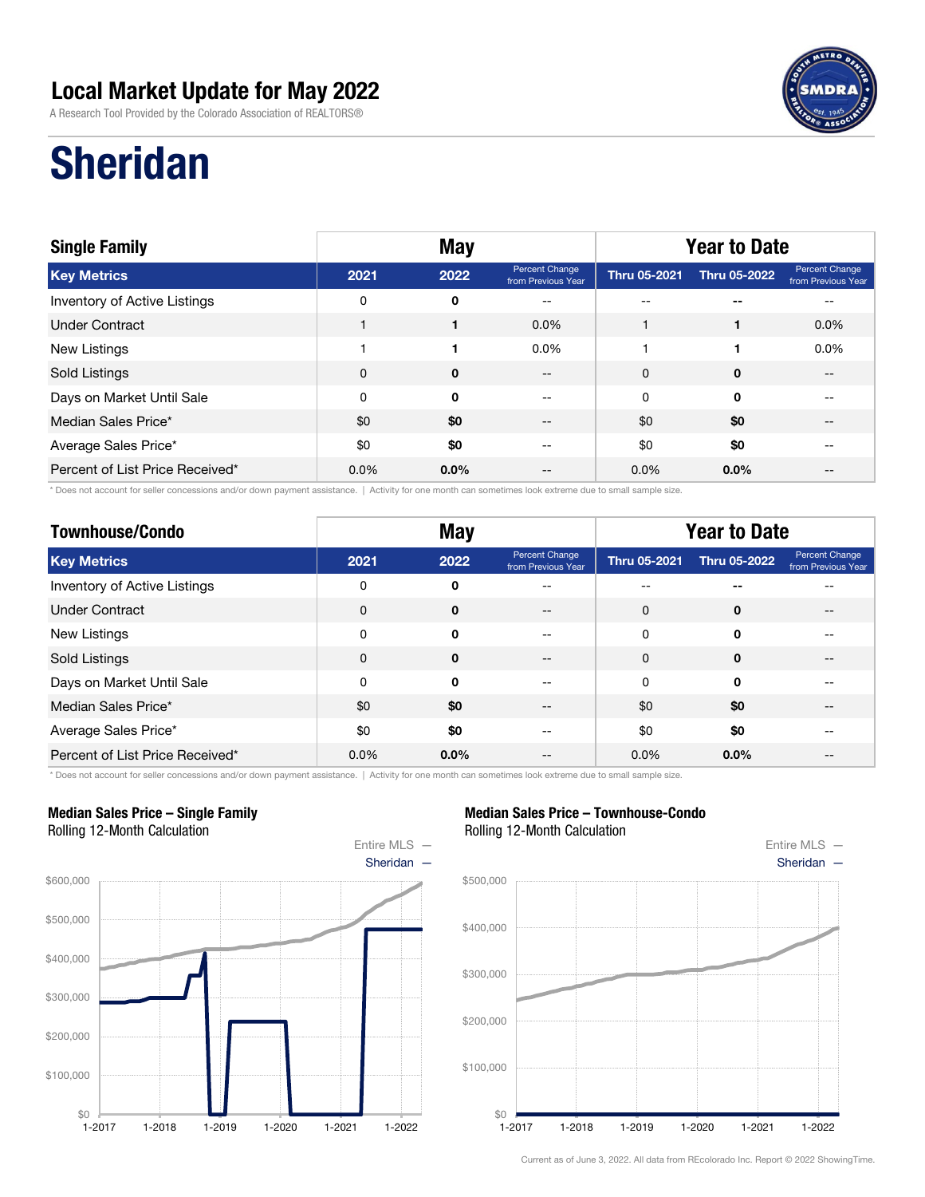# Local Market Update for May 2022

A Research Tool Provided by the Colorado Association of REALTORS®

# Sheridan

| Single Family | May | | | Year to Date | | |
|---|---|---|---|---|---|---|
| **Key Metrics** | **2021** | **2022** | **Percent Change from Previous Year** | **Thru 05-2021** | **Thru 05-2022** | **Percent Change from Previous Year** |
| Inventory of Active Listings | 0 | **0** | -- | -- | **--** | -- |
| Under Contract | 1 | **1** | 0.0% | 1 | **1** | 0.0% |
| New Listings | 1 | **1** | 0.0% | 1 | **1** | 0.0% |
| Sold Listings | 0 | **0** | -- | 0 | **0** | -- |
| Days on Market Until Sale | 0 | **0** | -- | 0 | **0** | -- |
| Median Sales Price* | $0 | **$0** | -- | $0 | **$0** | -- |
| Average Sales Price* | $0 | **$0** | -- | $0 | **$0** | -- |
| Percent of List Price Received* | 0.0% | **0.0%** | -- | 0.0% | **0.0%** | -- |

\* Does not account for seller concessions and/or down payment assistance. | Activity for one month can sometimes look extreme due to small sample size.

| Townhouse/Condo | May | | | Year to Date | | |
|---|---|---|---|---|---|---|
| **Key Metrics** | **2021** | **2022** | **Percent Change from Previous Year** | **Thru 05-2021** | **Thru 05-2022** | **Percent Change from Previous Year** |
| Inventory of Active Listings | 0 | **0** | -- | -- | **--** | -- |
| Under Contract | 0 | **0** | -- | 0 | **0** | -- |
| New Listings | 0 | **0** | -- | 0 | **0** | -- |
| Sold Listings | 0 | **0** | -- | 0 | **0** | -- |
| Days on Market Until Sale | 0 | **0** | -- | 0 | **0** | -- |
| Median Sales Price* | $0 | **$0** | -- | $0 | **$0** | -- |
| Average Sales Price* | $0 | **$0** | -- | $0 | **$0** | -- |
| Percent of List Price Received* | 0.0% | **0.0%** | -- | 0.0% | **0.0%** | -- |

\* Does not account for seller concessions and/or down payment assistance. | Activity for one month can sometimes look extreme due to small sample size.

**Median Sales Price – Single Family**
Rolling 12-Month Calculation

Entire MLS — Sheridan —

**Median Sales Price – Townhouse-Condo**
Rolling 12-Month Calculation

Entire MLS — Sheridan —

Current as of June 3, 2022. All data from REcolorado Inc. Report © 2022 ShowingTime.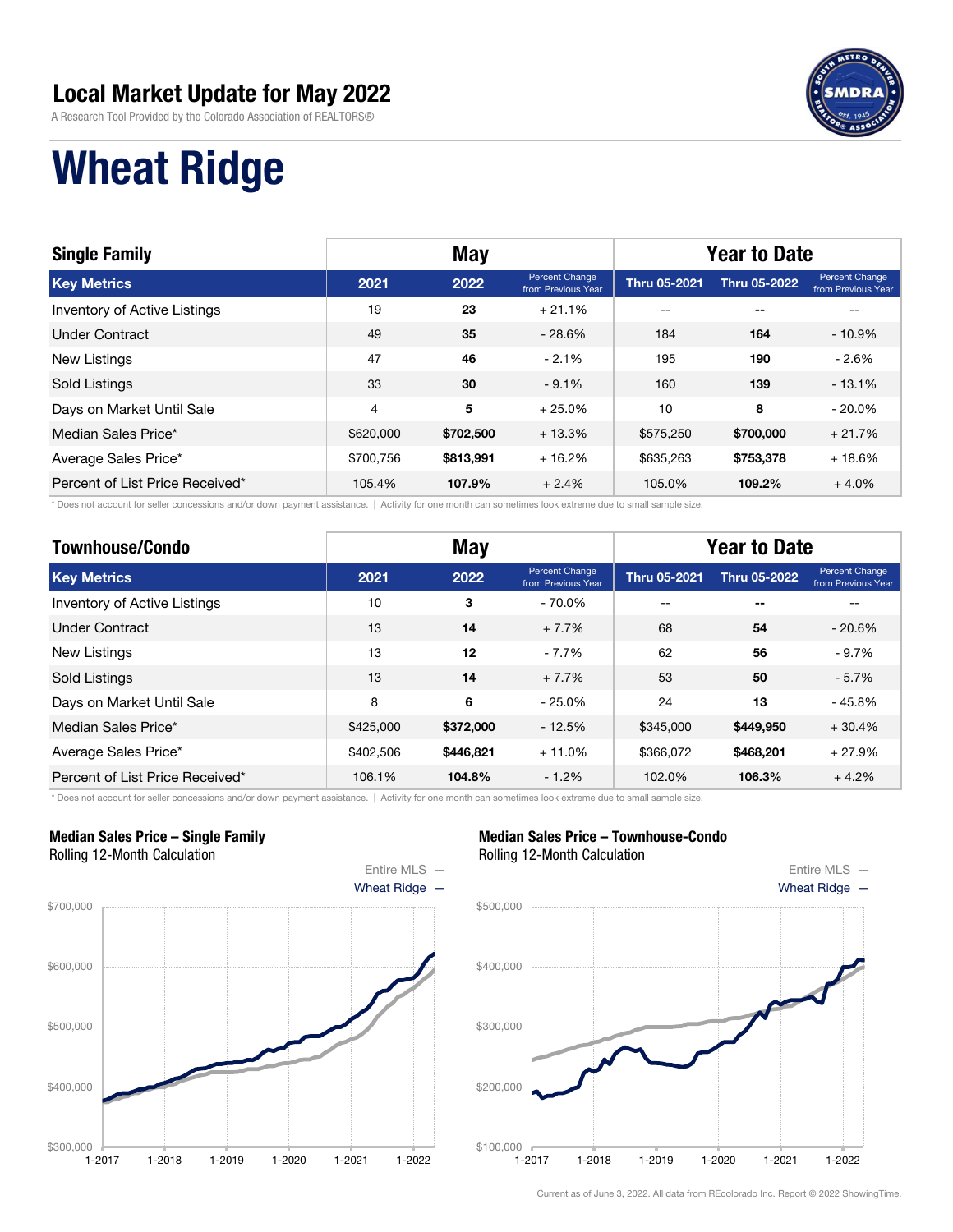# Local Market Update for May 2022

A Research Tool Provided by the Colorado Association of REALTORS®

# Wheat Ridge

| Single Family | May | | | Year to Date | | |
|---|---|---|---|---|---|---|
| **Key Metrics** | **2021** | **2022** | **Percent Change from Previous Year** | **Thru 05-2021** | **Thru 05-2022** | **Percent Change from Previous Year** |
| Inventory of Active Listings | 19 | **23** | + 21.1% | -- | **--** | -- |
| Under Contract | 49 | **35** | - 28.6% | 184 | **164** | - 10.9% |
| New Listings | 47 | **46** | - 2.1% | 195 | **190** | - 2.6% |
| Sold Listings | 33 | **30** | - 9.1% | 160 | **139** | - 13.1% |
| Days on Market Until Sale | 4 | **5** | + 25.0% | 10 | **8** | - 20.0% |
| Median Sales Price* | $620,000 | **$702,500** | + 13.3% | $575,250 | **$700,000** | + 21.7% |
| Average Sales Price* | $700,756 | **$813,991** | + 16.2% | $635,263 | **$753,378** | + 18.6% |
| Percent of List Price Received* | 105.4% | **107.9%** | + 2.4% | 105.0% | **109.2%** | + 4.0% |

\* Does not account for seller concessions and/or down payment assistance. | Activity for one month can sometimes look extreme due to small sample size.

| Townhouse/Condo | May | | | Year to Date | | |
|---|---|---|---|---|---|---|
| **Key Metrics** | **2021** | **2022** | **Percent Change from Previous Year** | **Thru 05-2021** | **Thru 05-2022** | **Percent Change from Previous Year** |
| Inventory of Active Listings | 10 | **3** | - 70.0% | -- | **--** | -- |
| Under Contract | 13 | **14** | + 7.7% | 68 | **54** | - 20.6% |
| New Listings | 13 | **12** | - 7.7% | 62 | **56** | - 9.7% |
| Sold Listings | 13 | **14** | + 7.7% | 53 | **50** | - 5.7% |
| Days on Market Until Sale | 8 | **6** | - 25.0% | 24 | **13** | - 45.8% |
| Median Sales Price* | $425,000 | **$372,000** | - 12.5% | $345,000 | **$449,950** | + 30.4% |
| Average Sales Price* | $402,506 | **$446,821** | + 11.0% | $366,072 | **$468,201** | + 27.9% |
| Percent of List Price Received* | 106.1% | **104.8%** | - 1.2% | 102.0% | **106.3%** | + 4.2% |

\* Does not account for seller concessions and/or down payment assistance. | Activity for one month can sometimes look extreme due to small sample size.

**Median Sales Price – Single Family**
Rolling 12-Month Calculation

Entire MLS —
Wheat Ridge —

$700,000
$600,000
$500,000
$400,000
$300,000

1-2017 1-2018 1-2019 1-2020 1-2021 1-2022

**Median Sales Price – Townhouse-Condo**
Rolling 12-Month Calculation

Entire MLS —
Wheat Ridge —

$500,000
$400,000
$300,000
$200,000
$100,000

1-2017 1-2018 1-2019 1-2020 1-2021 1-2022

Current as of June 3, 2022. All data from REcolorado Inc. Report © 2022 ShowingTime.